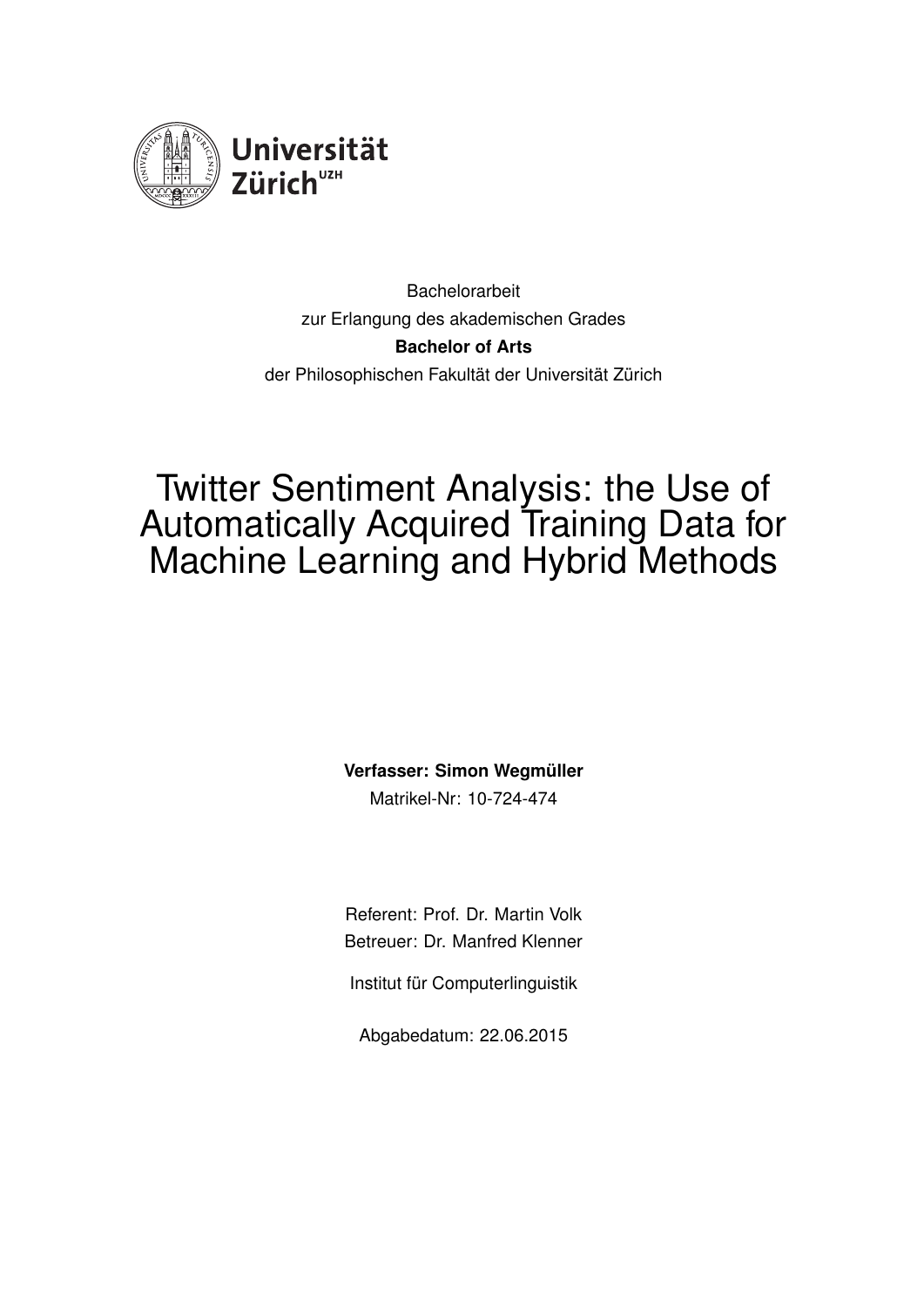Universität Zürich[UZH]

Bachelorarbeit
zur Erlangung des akademischen Grades
**Bachelor of Arts**
der Philosophischen Fakultät der Universität Zürich

# Twitter Sentiment Analysis: the Use of Automatically Acquired Training Data for Machine Learning and Hybrid Methods

**Verfasser: Simon Wegmüller**
Matrikel-Nr: 10-724-474

Referent: Prof. Dr. Martin Volk
Betreuer: Dr. Manfred Klenner

Institut für Computerlinguistik

Abgabedatum: 22.06.2015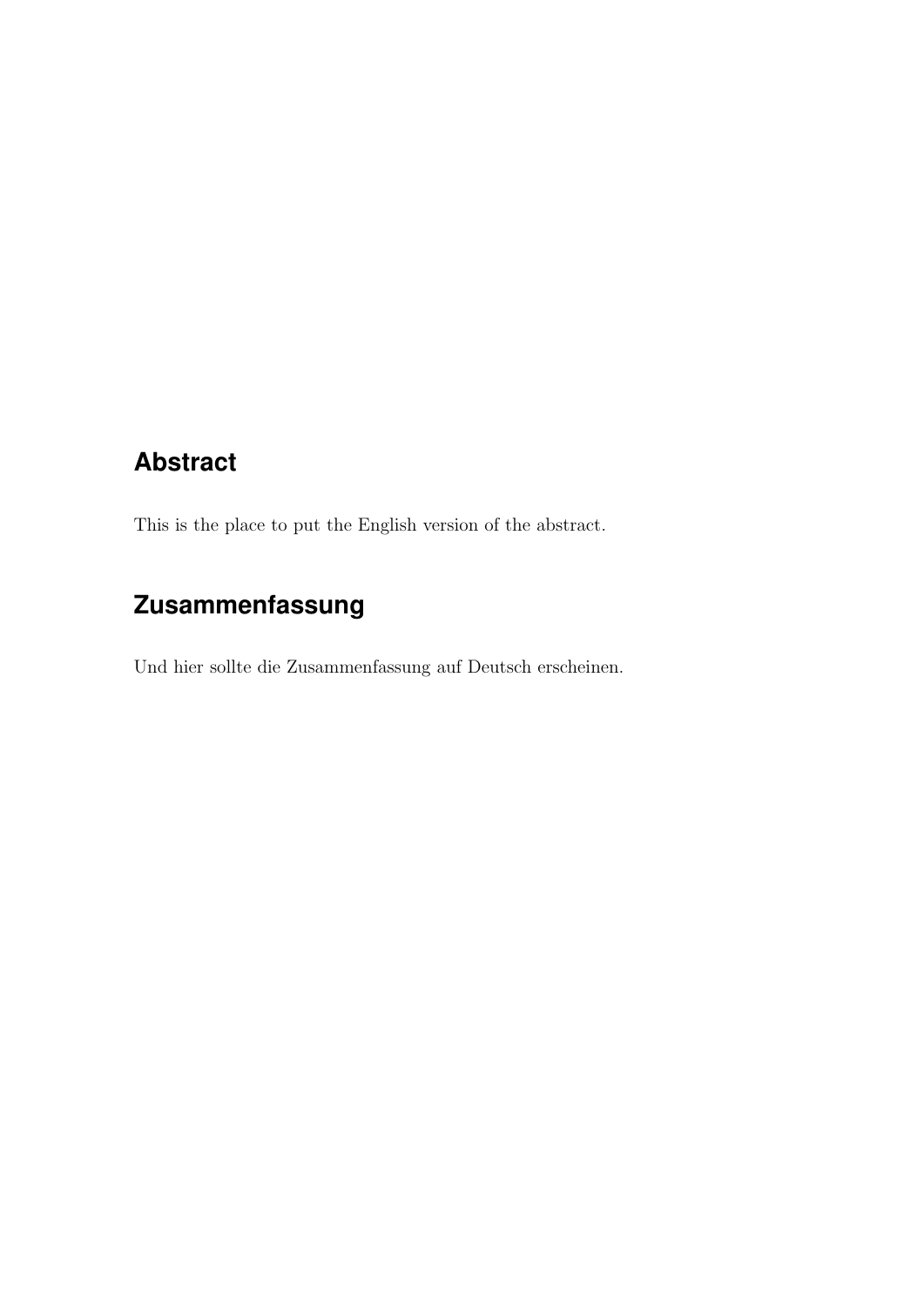## Abstract

This is the place to put the English version of the abstract.

## Zusammenfassung

Und hier sollte die Zusammenfassung auf Deutsch erscheinen.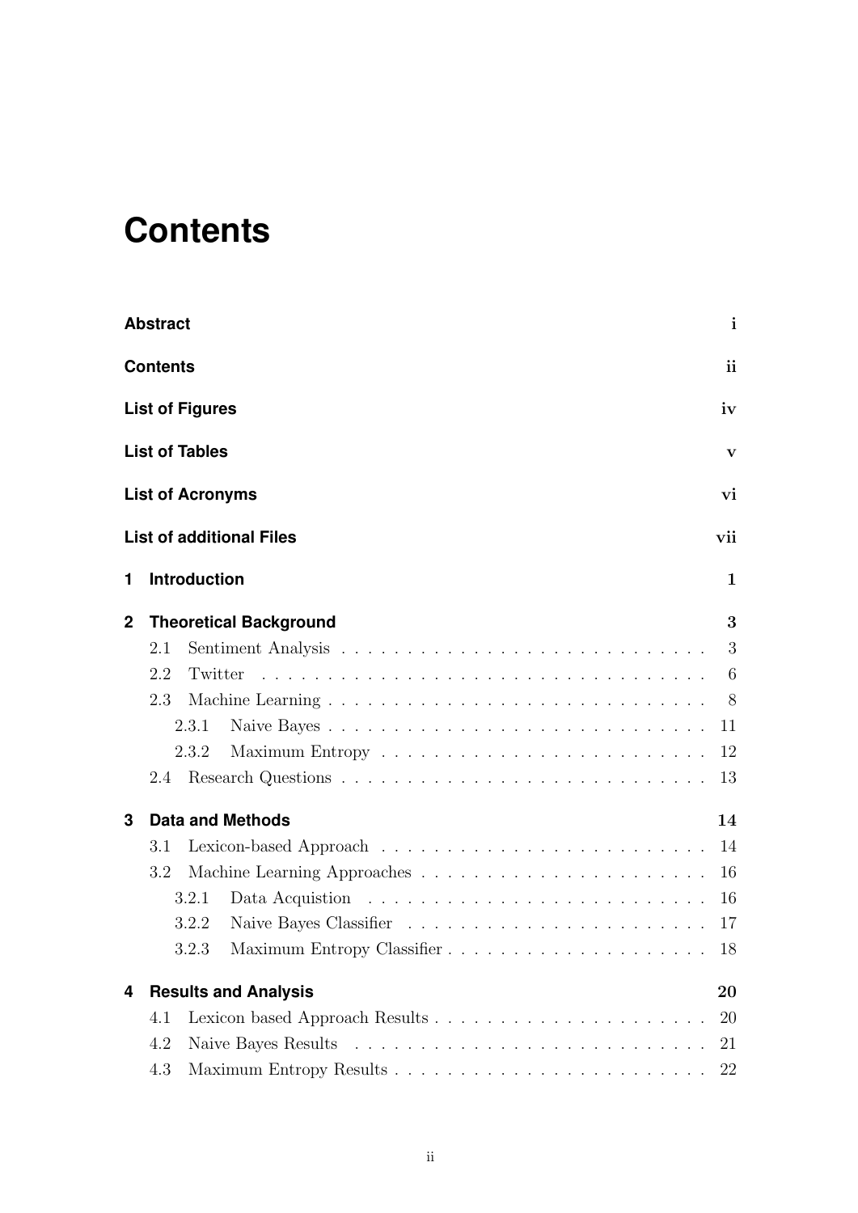# Contents

**Abstract** i

**Contents** ii

**List of Figures** iv

**List of Tables** v

**List of Acronyms** vi

**List of additional Files** vii

**1 Introduction** 1

**2 Theoretical Background** 3

- 2.1 Sentiment Analysis 3
- 2.2 Twitter 6
- 2.3 Machine Learning 8
  - 2.3.1 Naive Bayes 11
  - 2.3.2 Maximum Entropy 12
- 2.4 Research Questions 13

**3 Data and Methods** 14

- 3.1 Lexicon-based Approach 14
- 3.2 Machine Learning Approaches 16
  - 3.2.1 Data Acquistion 16
  - 3.2.2 Naive Bayes Classifier 17
  - 3.2.3 Maximum Entropy Classifier 18

**4 Results and Analysis** 20

- 4.1 Lexicon based Approach Results 20
- 4.2 Naive Bayes Results 21
- 4.3 Maximum Entropy Results 22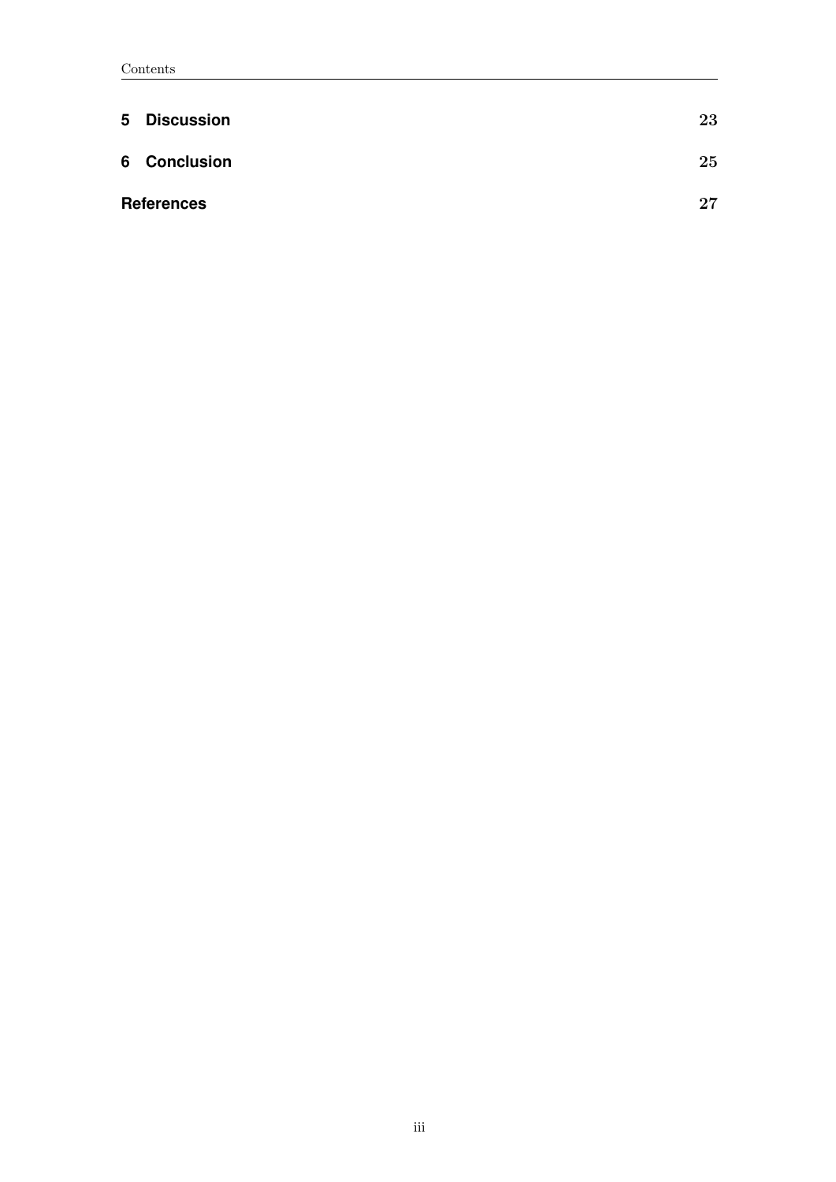**5 Discussion** 23

**6 Conclusion** 25

**References** 27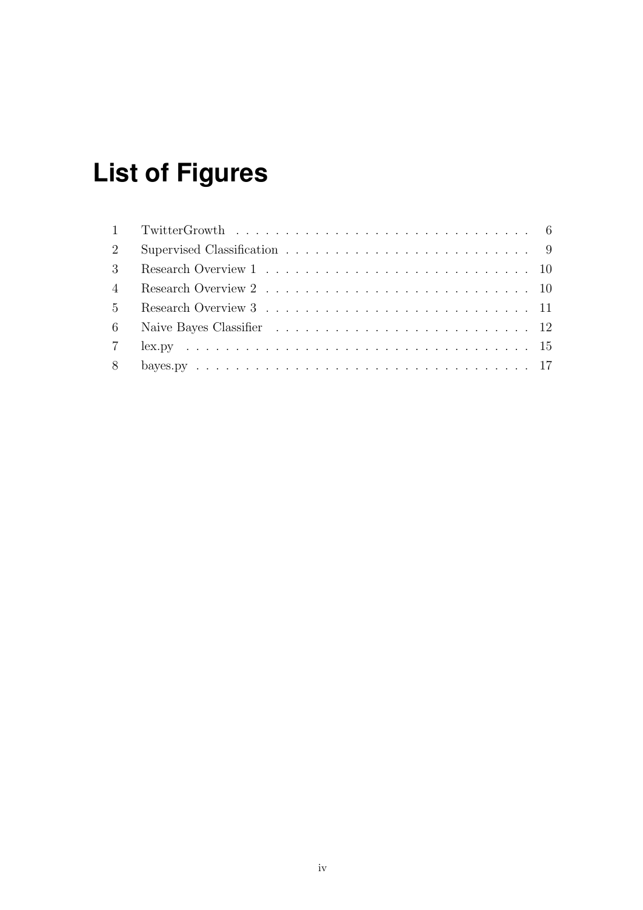# List of Figures

| | | |
|---|---|---|
| 1 | TwitterGrowth | 6 |
| 2 | Supervised Classification | 9 |
| 3 | Research Overview 1 | 10 |
| 4 | Research Overview 2 | 10 |
| 5 | Research Overview 3 | 11 |
| 6 | Naive Bayes Classifier | 12 |
| 7 | lex.py | 15 |
| 8 | bayes.py | 17 |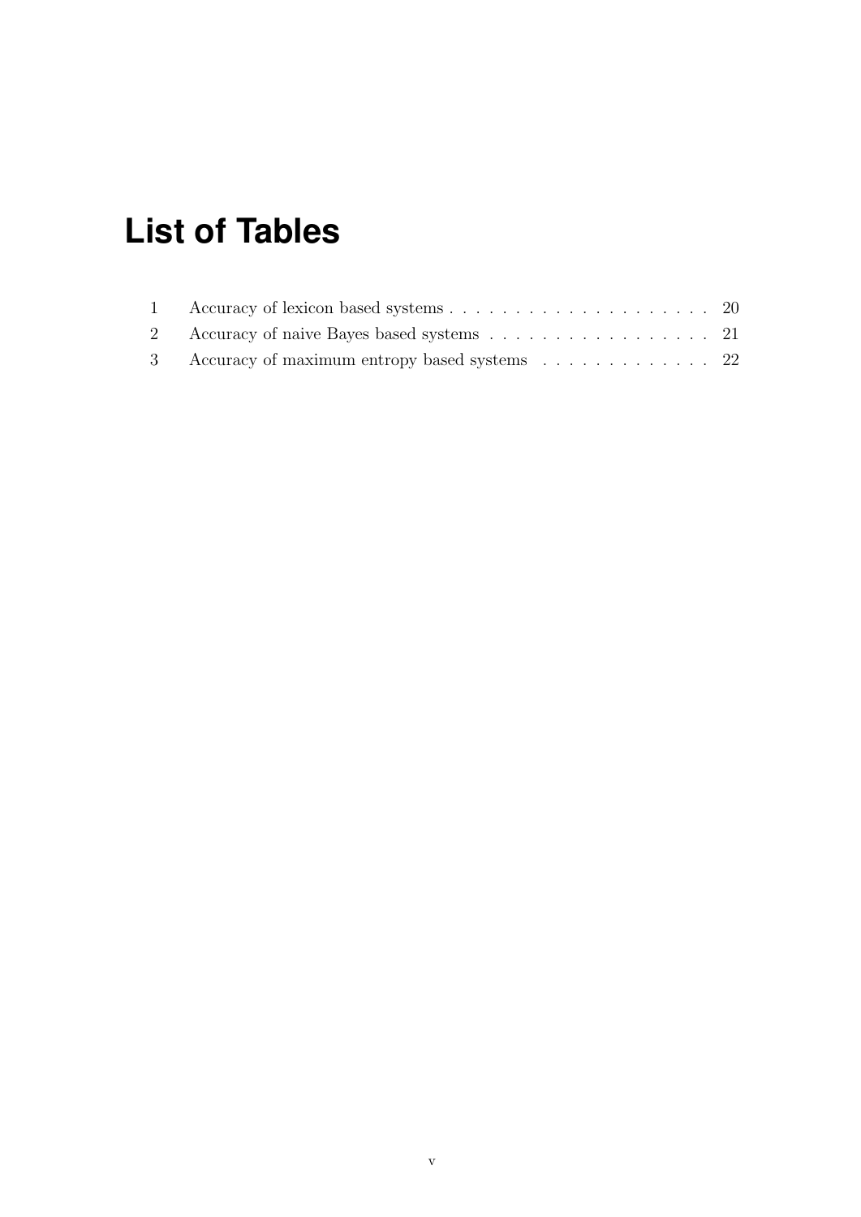# List of Tables

| | | |
|---|---|---|
| 1 | Accuracy of lexicon based systems | 20 |
| 2 | Accuracy of naive Bayes based systems | 21 |
| 3 | Accuracy of maximum entropy based systems | 22 |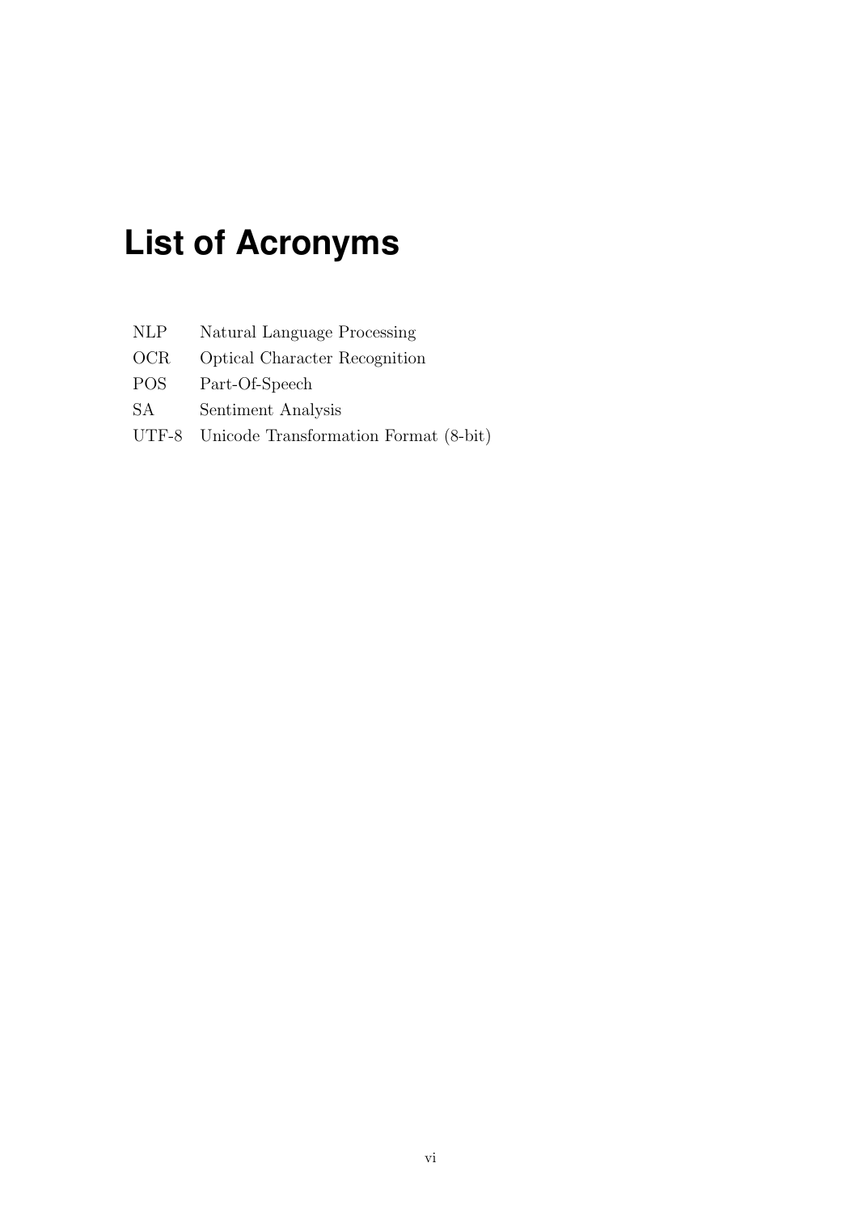# List of Acronyms

| | |
|---|---|
| NLP | Natural Language Processing |
| OCR | Optical Character Recognition |
| POS | Part-Of-Speech |
| SA | Sentiment Analysis |
| UTF-8 | Unicode Transformation Format (8-bit) |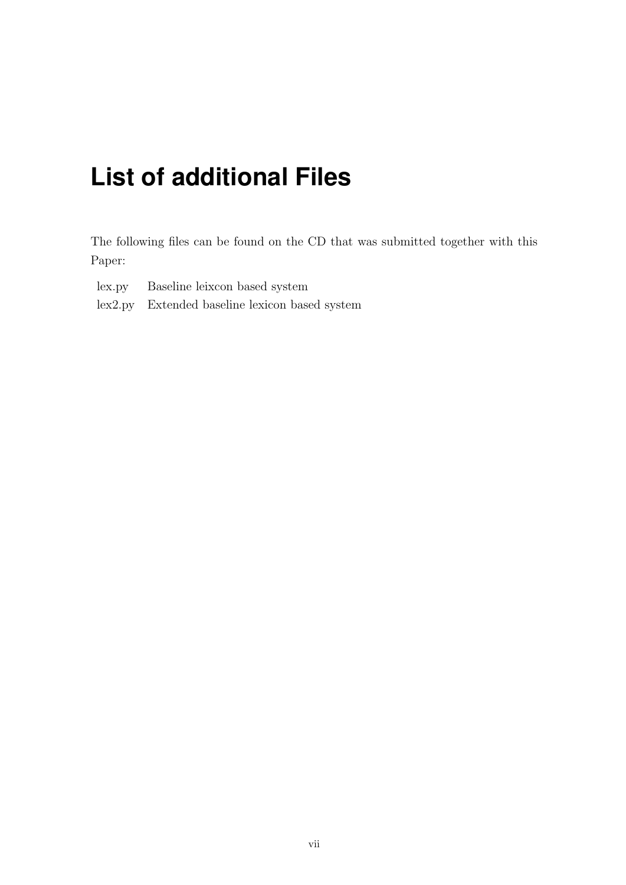# List of additional Files

The following files can be found on the CD that was submitted together with this Paper:

| | |
|---|---|
| lex.py | Baseline leixcon based system |
| lex2.py | Extended baseline lexicon based system |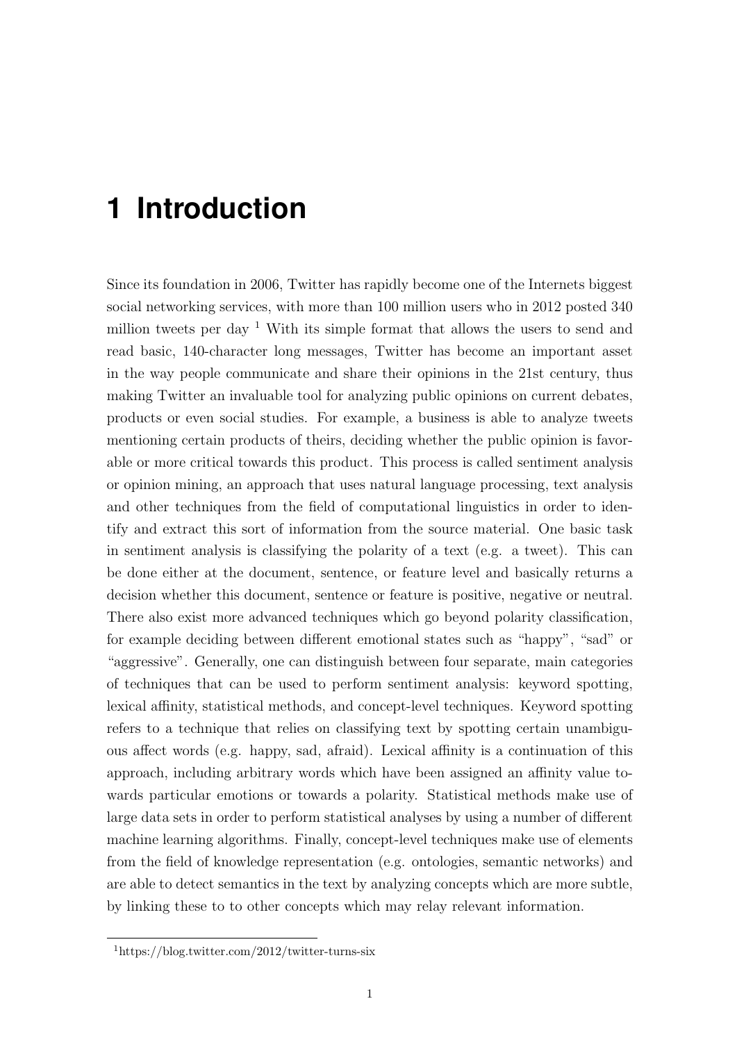# 1 Introduction

Since its foundation in 2006, Twitter has rapidly become one of the Internets biggest social networking services, with more than 100 million users who in 2012 posted 340 million tweets per day [1] With its simple format that allows the users to send and read basic, 140-character long messages, Twitter has become an important asset in the way people communicate and share their opinions in the 21st century, thus making Twitter an invaluable tool for analyzing public opinions on current debates, products or even social studies. For example, a business is able to analyze tweets mentioning certain products of theirs, deciding whether the public opinion is favorable or more critical towards this product. This process is called sentiment analysis or opinion mining, an approach that uses natural language processing, text analysis and other techniques from the field of computational linguistics in order to identify and extract this sort of information from the source material. One basic task in sentiment analysis is classifying the polarity of a text (e.g. a tweet). This can be done either at the document, sentence, or feature level and basically returns a decision whether this document, sentence or feature is positive, negative or neutral. There also exist more advanced techniques which go beyond polarity classification, for example deciding between different emotional states such as "happy", "sad" or "aggressive". Generally, one can distinguish between four separate, main categories of techniques that can be used to perform sentiment analysis: keyword spotting, lexical affinity, statistical methods, and concept-level techniques. Keyword spotting refers to a technique that relies on classifying text by spotting certain unambiguous affect words (e.g. happy, sad, afraid). Lexical affinity is a continuation of this approach, including arbitrary words which have been assigned an affinity value towards particular emotions or towards a polarity. Statistical methods make use of large data sets in order to perform statistical analyses by using a number of different machine learning algorithms. Finally, concept-level techniques make use of elements from the field of knowledge representation (e.g. ontologies, semantic networks) and are able to detect semantics in the text by analyzing concepts which are more subtle, by linking these to to other concepts which may relay relevant information.

[1] https://blog.twitter.com/2012/twitter-turns-six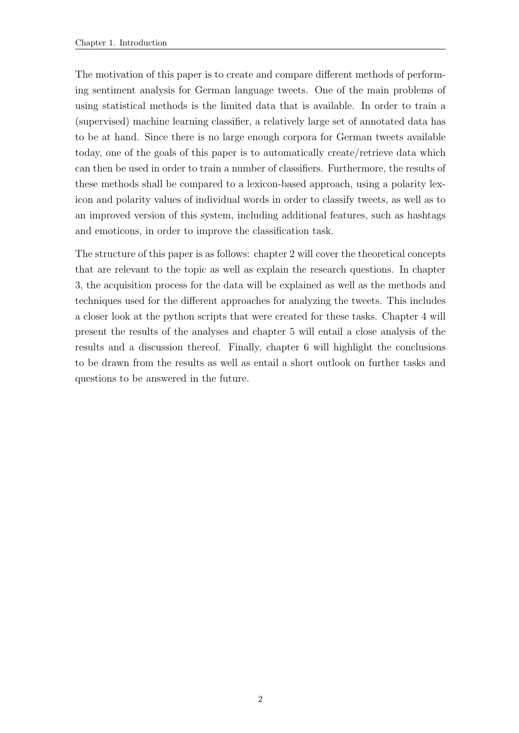The motivation of this paper is to create and compare different methods of performing sentiment analysis for German language tweets. One of the main problems of using statistical methods is the limited data that is available. In order to train a (supervised) machine learning classifier, a relatively large set of annotated data has to be at hand. Since there is no large enough corpora for German tweets available today, one of the goals of this paper is to automatically create/retrieve data which can then be used in order to train a number of classifiers. Furthermore, the results of these methods shall be compared to a lexicon-based approach, using a polarity lexicon and polarity values of individual words in order to classify tweets, as well as to an improved version of this system, including additional features, such as hashtags and emoticons, in order to improve the classification task.

The structure of this paper is as follows: chapter 2 will cover the theoretical concepts that are relevant to the topic as well as explain the research questions. In chapter 3, the acquisition process for the data will be explained as well as the methods and techniques used for the different approaches for analyzing the tweets. This includes a closer look at the python scripts that were created for these tasks. Chapter 4 will present the results of the analyses and chapter 5 will entail a close analysis of the results and a discussion thereof. Finally, chapter 6 will highlight the conclusions to be drawn from the results as well as entail a short outlook on further tasks and questions to be answered in the future.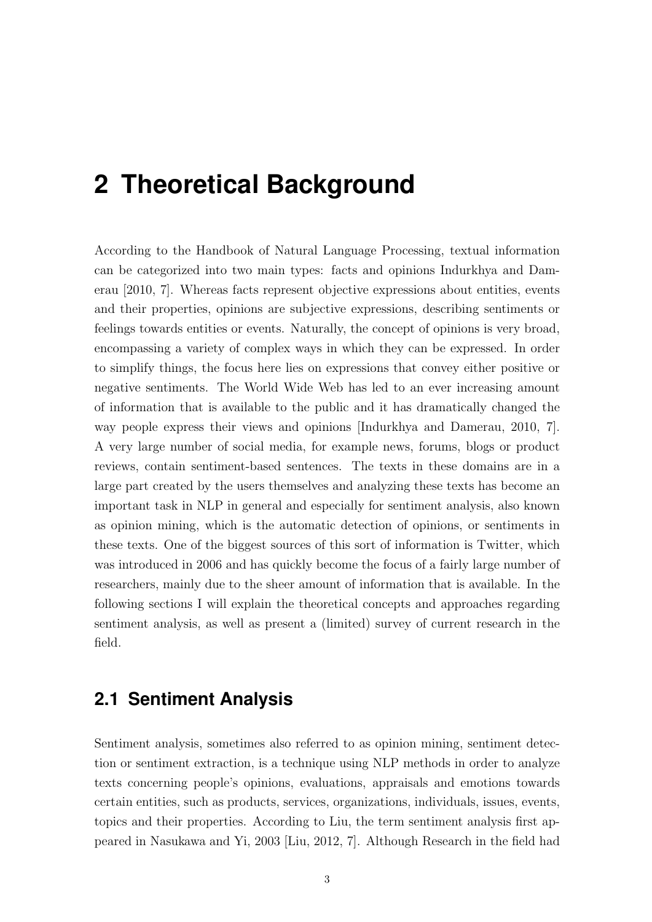# 2 Theoretical Background

According to the Handbook of Natural Language Processing, textual information can be categorized into two main types: facts and opinions Indurkhya and Damerau [2010, 7]. Whereas facts represent objective expressions about entities, events and their properties, opinions are subjective expressions, describing sentiments or feelings towards entities or events. Naturally, the concept of opinions is very broad, encompassing a variety of complex ways in which they can be expressed. In order to simplify things, the focus here lies on expressions that convey either positive or negative sentiments. The World Wide Web has led to an ever increasing amount of information that is available to the public and it has dramatically changed the way people express their views and opinions [Indurkhya and Damerau, 2010, 7]. A very large number of social media, for example news, forums, blogs or product reviews, contain sentiment-based sentences. The texts in these domains are in a large part created by the users themselves and analyzing these texts has become an important task in NLP in general and especially for sentiment analysis, also known as opinion mining, which is the automatic detection of opinions, or sentiments in these texts. One of the biggest sources of this sort of information is Twitter, which was introduced in 2006 and has quickly become the focus of a fairly large number of researchers, mainly due to the sheer amount of information that is available. In the following sections I will explain the theoretical concepts and approaches regarding sentiment analysis, as well as present a (limited) survey of current research in the field.

## 2.1 Sentiment Analysis

Sentiment analysis, sometimes also referred to as opinion mining, sentiment detection or sentiment extraction, is a technique using NLP methods in order to analyze texts concerning people's opinions, evaluations, appraisals and emotions towards certain entities, such as products, services, organizations, individuals, issues, events, topics and their properties. According to Liu, the term sentiment analysis first appeared in Nasukawa and Yi, 2003 [Liu, 2012, 7]. Although Research in the field had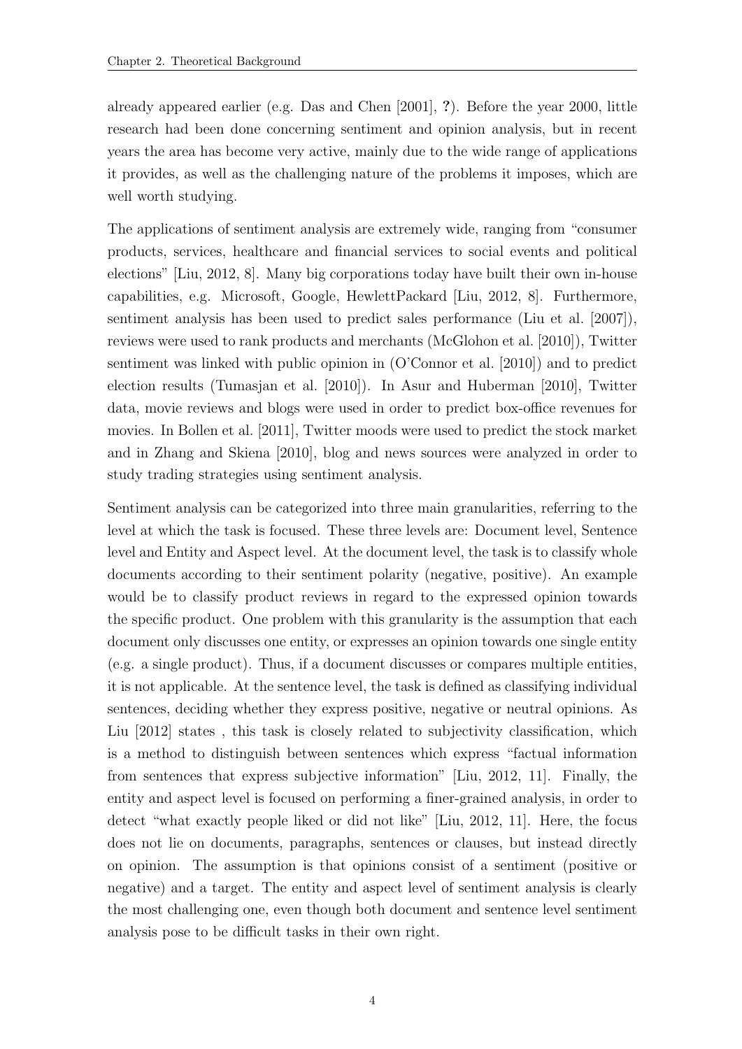already appeared earlier (e.g. Das and Chen [2001], **?**). Before the year 2000, little research had been done concerning sentiment and opinion analysis, but in recent years the area has become very active, mainly due to the wide range of applications it provides, as well as the challenging nature of the problems it imposes, which are well worth studying.

The applications of sentiment analysis are extremely wide, ranging from "consumer products, services, healthcare and financial services to social events and political elections" [Liu, 2012, 8]. Many big corporations today have built their own in-house capabilities, e.g. Microsoft, Google, HewlettPackard [Liu, 2012, 8]. Furthermore, sentiment analysis has been used to predict sales performance (Liu et al. [2007]), reviews were used to rank products and merchants (McGlohon et al. [2010]), Twitter sentiment was linked with public opinion in (O'Connor et al. [2010]) and to predict election results (Tumasjan et al. [2010]). In Asur and Huberman [2010], Twitter data, movie reviews and blogs were used in order to predict box-office revenues for movies. In Bollen et al. [2011], Twitter moods were used to predict the stock market and in Zhang and Skiena [2010], blog and news sources were analyzed in order to study trading strategies using sentiment analysis.

Sentiment analysis can be categorized into three main granularities, referring to the level at which the task is focused. These three levels are: Document level, Sentence level and Entity and Aspect level. At the document level, the task is to classify whole documents according to their sentiment polarity (negative, positive). An example would be to classify product reviews in regard to the expressed opinion towards the specific product. One problem with this granularity is the assumption that each document only discusses one entity, or expresses an opinion towards one single entity (e.g. a single product). Thus, if a document discusses or compares multiple entities, it is not applicable. At the sentence level, the task is defined as classifying individual sentences, deciding whether they express positive, negative or neutral opinions. As Liu [2012] states , this task is closely related to subjectivity classification, which is a method to distinguish between sentences which express "factual information from sentences that express subjective information" [Liu, 2012, 11]. Finally, the entity and aspect level is focused on performing a finer-grained analysis, in order to detect "what exactly people liked or did not like" [Liu, 2012, 11]. Here, the focus does not lie on documents, paragraphs, sentences or clauses, but instead directly on opinion. The assumption is that opinions consist of a sentiment (positive or negative) and a target. The entity and aspect level of sentiment analysis is clearly the most challenging one, even though both document and sentence level sentiment analysis pose to be difficult tasks in their own right.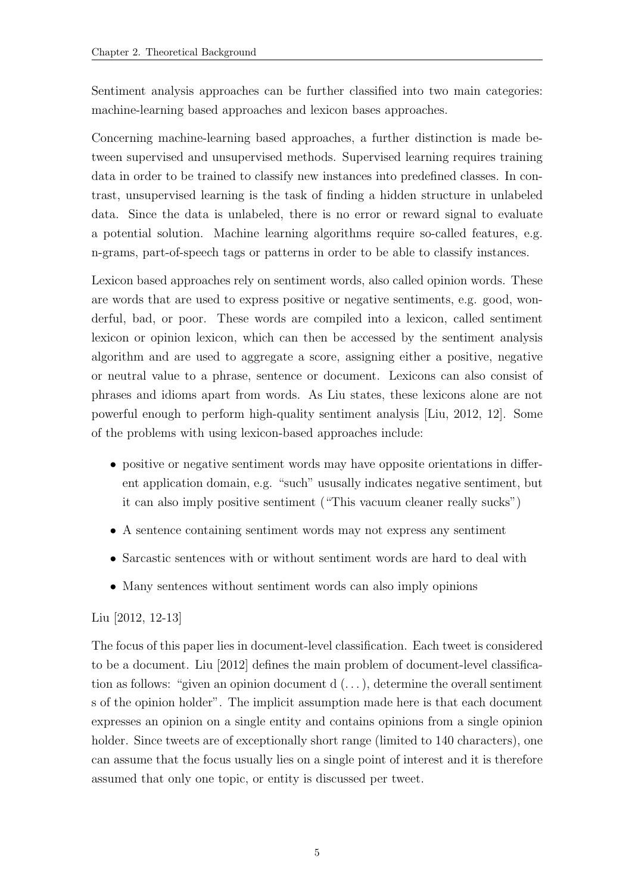Sentiment analysis approaches can be further classified into two main categories: machine-learning based approaches and lexicon bases approaches.

Concerning machine-learning based approaches, a further distinction is made between supervised and unsupervised methods. Supervised learning requires training data in order to be trained to classify new instances into predefined classes. In contrast, unsupervised learning is the task of finding a hidden structure in unlabeled data. Since the data is unlabeled, there is no error or reward signal to evaluate a potential solution. Machine learning algorithms require so-called features, e.g. n-grams, part-of-speech tags or patterns in order to be able to classify instances.

Lexicon based approaches rely on sentiment words, also called opinion words. These are words that are used to express positive or negative sentiments, e.g. good, wonderful, bad, or poor. These words are compiled into a lexicon, called sentiment lexicon or opinion lexicon, which can then be accessed by the sentiment analysis algorithm and are used to aggregate a score, assigning either a positive, negative or neutral value to a phrase, sentence or document. Lexicons can also consist of phrases and idioms apart from words. As Liu states, these lexicons alone are not powerful enough to perform high-quality sentiment analysis [Liu, 2012, 12]. Some of the problems with using lexicon-based approaches include:

- positive or negative sentiment words may have opposite orientations in different application domain, e.g. "such" ususally indicates negative sentiment, but it can also imply positive sentiment ("This vacuum cleaner really sucks")
- A sentence containing sentiment words may not express any sentiment
- Sarcastic sentences with or without sentiment words are hard to deal with
- Many sentences without sentiment words can also imply opinions

Liu [2012, 12-13]

The focus of this paper lies in document-level classification. Each tweet is considered to be a document. Liu [2012] defines the main problem of document-level classification as follows: "given an opinion document d (. . . ), determine the overall sentiment s of the opinion holder". The implicit assumption made here is that each document expresses an opinion on a single entity and contains opinions from a single opinion holder. Since tweets are of exceptionally short range (limited to 140 characters), one can assume that the focus usually lies on a single point of interest and it is therefore assumed that only one topic, or entity is discussed per tweet.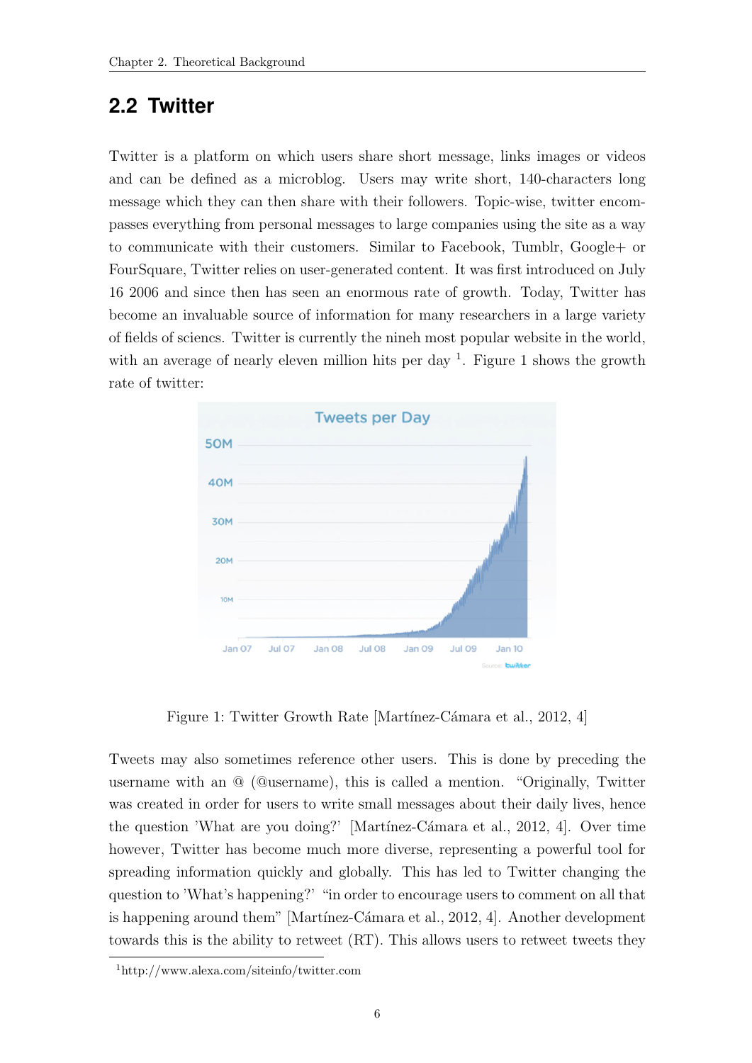## 2.2 Twitter

Twitter is a platform on which users share short message, links images or videos and can be defined as a microblog. Users may write short, 140-characters long message which they can then share with their followers. Topic-wise, twitter encompasses everything from personal messages to large companies using the site as a way to communicate with their customers. Similar to Facebook, Tumblr, Google+ or FourSquare, Twitter relies on user-generated content. It was first introduced on July 16 2006 and since then has seen an enormous rate of growth. Today, Twitter has become an invaluable source of information for many researchers in a large variety of fields of sciencs. Twitter is currently the nineh most popular website in the world, with an average of nearly eleven million hits per day [1]. Figure 1 shows the growth rate of twitter:

Figure 1: Twitter Growth Rate [Martínez-Cámara et al., 2012, 4]

Tweets may also sometimes reference other users. This is done by preceding the username with an @ (@username), this is called a mention. "Originally, Twitter was created in order for users to write small messages about their daily lives, hence the question 'What are you doing?' [Martínez-Cámara et al., 2012, 4]. Over time however, Twitter has become much more diverse, representing a powerful tool for spreading information quickly and globally. This has led to Twitter changing the question to 'What's happening?' "in order to encourage users to comment on all that is happening around them" [Martínez-Cámara et al., 2012, 4]. Another development towards this is the ability to retweet (RT). This allows users to retweet tweets they

[1] http://www.alexa.com/siteinfo/twitter.com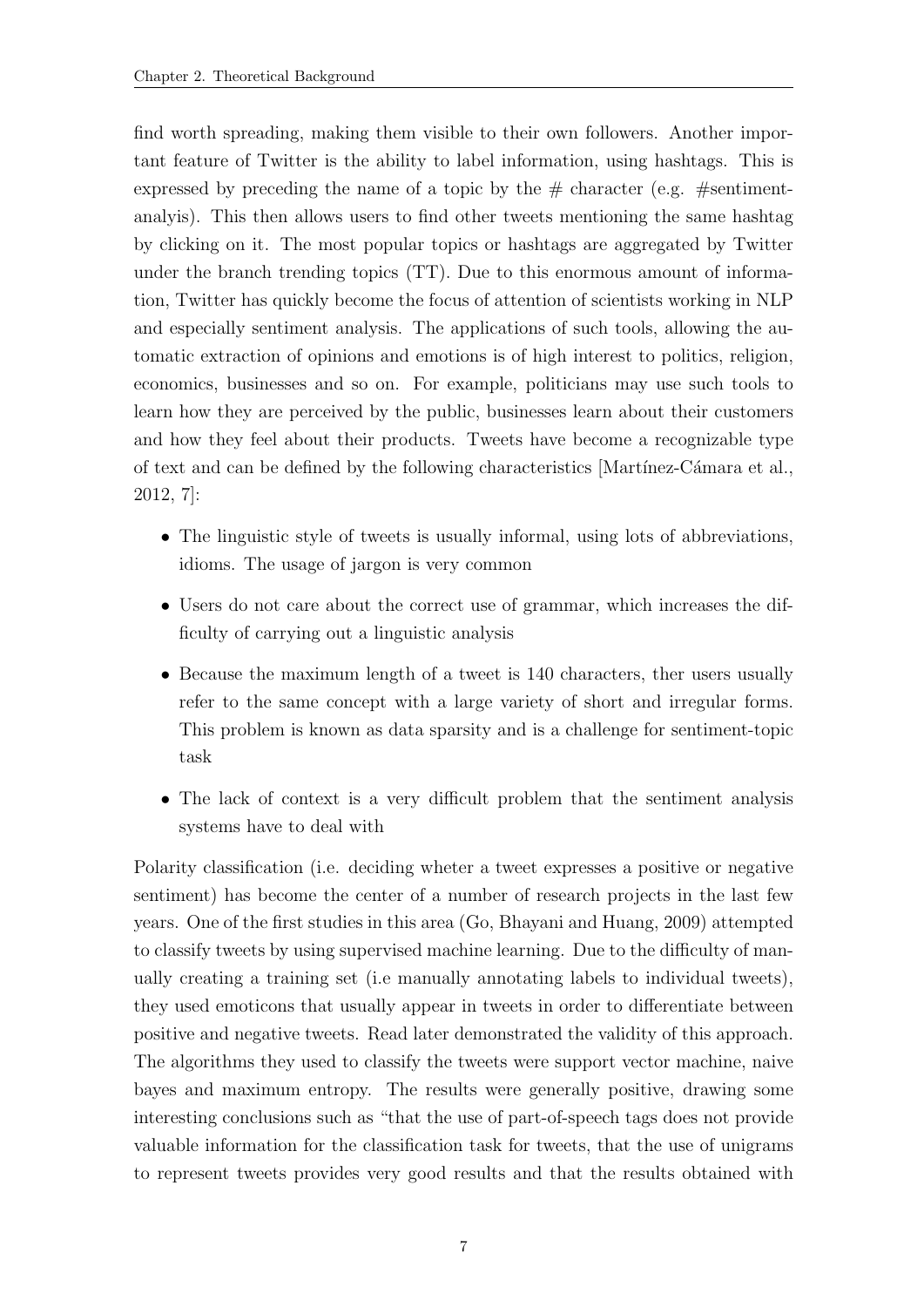find worth spreading, making them visible to their own followers. Another important feature of Twitter is the ability to label information, using hashtags. This is expressed by preceding the name of a topic by the # character (e.g. #sentimentanalyis). This then allows users to find other tweets mentioning the same hashtag by clicking on it. The most popular topics or hashtags are aggregated by Twitter under the branch trending topics (TT). Due to this enormous amount of information, Twitter has quickly become the focus of attention of scientists working in NLP and especially sentiment analysis. The applications of such tools, allowing the automatic extraction of opinions and emotions is of high interest to politics, religion, economics, businesses and so on. For example, politicians may use such tools to learn how they are perceived by the public, businesses learn about their customers and how they feel about their products. Tweets have become a recognizable type of text and can be defined by the following characteristics [Martínez-Cámara et al., 2012, 7]:

- The linguistic style of tweets is usually informal, using lots of abbreviations, idioms. The usage of jargon is very common
- Users do not care about the correct use of grammar, which increases the difficulty of carrying out a linguistic analysis
- Because the maximum length of a tweet is 140 characters, ther users usually refer to the same concept with a large variety of short and irregular forms. This problem is known as data sparsity and is a challenge for sentiment-topic task
- The lack of context is a very difficult problem that the sentiment analysis systems have to deal with

Polarity classification (i.e. deciding wheter a tweet expresses a positive or negative sentiment) has become the center of a number of research projects in the last few years. One of the first studies in this area (Go, Bhayani and Huang, 2009) attempted to classify tweets by using supervised machine learning. Due to the difficulty of manually creating a training set (i.e manually annotating labels to individual tweets), they used emoticons that usually appear in tweets in order to differentiate between positive and negative tweets. Read later demonstrated the validity of this approach. The algorithms they used to classify the tweets were support vector machine, naive bayes and maximum entropy. The results were generally positive, drawing some interesting conclusions such as "that the use of part-of-speech tags does not provide valuable information for the classification task for tweets, that the use of unigrams to represent tweets provides very good results and that the results obtained with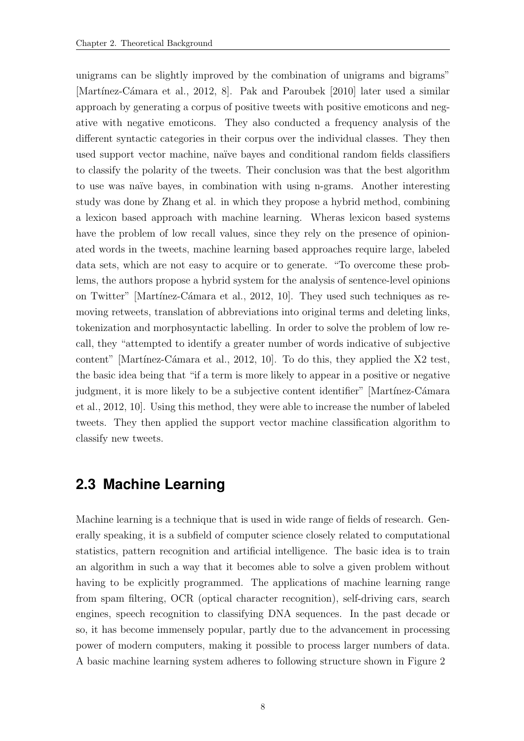unigrams can be slightly improved by the combination of unigrams and bigrams" [Martínez-Cámara et al., 2012, 8]. Pak and Paroubek [2010] later used a similar approach by generating a corpus of positive tweets with positive emoticons and negative with negative emoticons. They also conducted a frequency analysis of the different syntactic categories in their corpus over the individual classes. They then used support vector machine, naïve bayes and conditional random fields classifiers to classify the polarity of the tweets. Their conclusion was that the best algorithm to use was naïve bayes, in combination with using n-grams. Another interesting study was done by Zhang et al. in which they propose a hybrid method, combining a lexicon based approach with machine learning. Wheras lexicon based systems have the problem of low recall values, since they rely on the presence of opinionated words in the tweets, machine learning based approaches require large, labeled data sets, which are not easy to acquire or to generate. "To overcome these problems, the authors propose a hybrid system for the analysis of sentence-level opinions on Twitter" [Martínez-Cámara et al., 2012, 10]. They used such techniques as removing retweets, translation of abbreviations into original terms and deleting links, tokenization and morphosyntactic labelling. In order to solve the problem of low recall, they "attempted to identify a greater number of words indicative of subjective content" [Martínez-Cámara et al., 2012, 10]. To do this, they applied the X2 test, the basic idea being that "if a term is more likely to appear in a positive or negative judgment, it is more likely to be a subjective content identifier" [Martínez-Cámara et al., 2012, 10]. Using this method, they were able to increase the number of labeled tweets. They then applied the support vector machine classification algorithm to classify new tweets.

## 2.3 Machine Learning

Machine learning is a technique that is used in wide range of fields of research. Generally speaking, it is a subfield of computer science closely related to computational statistics, pattern recognition and artificial intelligence. The basic idea is to train an algorithm in such a way that it becomes able to solve a given problem without having to be explicitly programmed. The applications of machine learning range from spam filtering, OCR (optical character recognition), self-driving cars, search engines, speech recognition to classifying DNA sequences. In the past decade or so, it has become immensely popular, partly due to the advancement in processing power of modern computers, making it possible to process larger numbers of data. A basic machine learning system adheres to following structure shown in Figure 2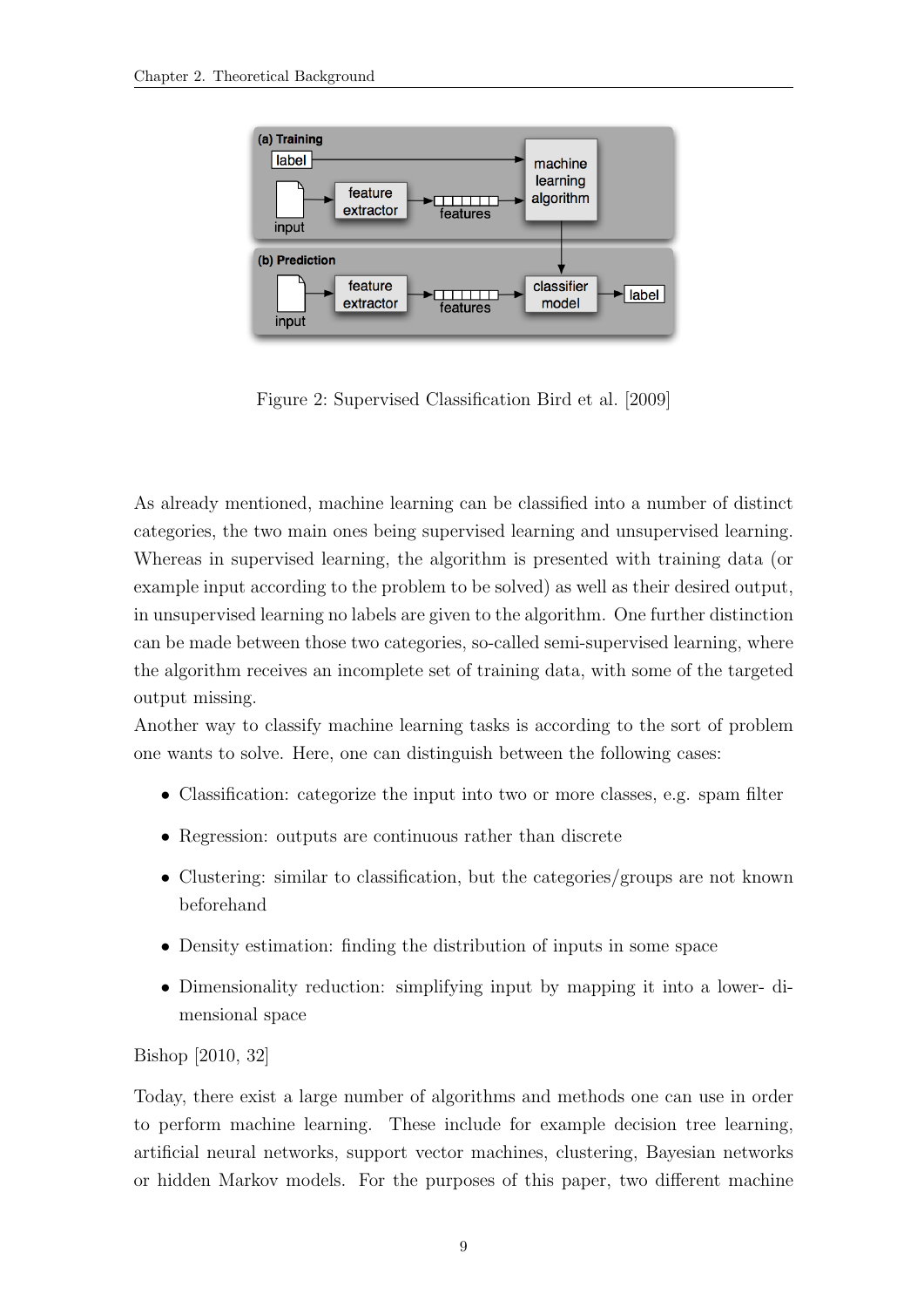Figure 2: Supervised Classification Bird et al. [2009]

As already mentioned, machine learning can be classified into a number of distinct categories, the two main ones being supervised learning and unsupervised learning. Whereas in supervised learning, the algorithm is presented with training data (or example input according to the problem to be solved) as well as their desired output, in unsupervised learning no labels are given to the algorithm. One further distinction can be made between those two categories, so-called semi-supervised learning, where the algorithm receives an incomplete set of training data, with some of the targeted output missing.
Another way to classify machine learning tasks is according to the sort of problem one wants to solve. Here, one can distinguish between the following cases:

- Classification: categorize the input into two or more classes, e.g. spam filter
- Regression: outputs are continuous rather than discrete
- Clustering: similar to classification, but the categories/groups are not known beforehand
- Density estimation: finding the distribution of inputs in some space
- Dimensionality reduction: simplifying input by mapping it into a lower- dimensional space

Bishop [2010, 32]

Today, there exist a large number of algorithms and methods one can use in order to perform machine learning. These include for example decision tree learning, artificial neural networks, support vector machines, clustering, Bayesian networks or hidden Markov models. For the purposes of this paper, two different machine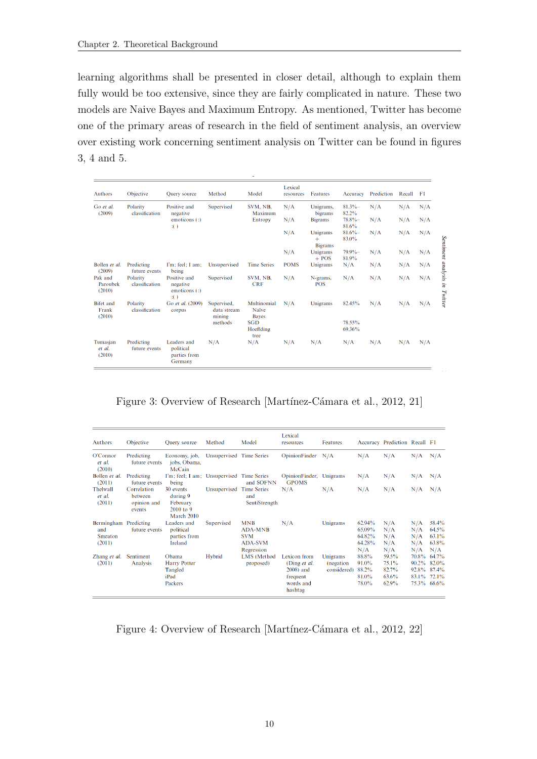learning algorithms shall be presented in closer detail, although to explain them fully would be too extensive, since they are fairly complicated in nature. These two models are Naive Bayes and Maximum Entropy. As mentioned, Twitter has become one of the primary areas of research in the field of sentiment analysis, an overview over existing work concerning sentiment analysis on Twitter can be found in figures 3, 4 and 5.

| Authors | Objective | Query source | Method | Model | Lexical resources | Features | Accuracy | Prediction | Recall | F1 |
|---|---|---|---|---|---|---|---|---|---|---|
| Go *et al.* (2009) | Polarity classification | Positive and negative emoticons (:) :( ) | Supervised | SVM, NB, Maximum Entropy | N/A | Unigrams, bigrams | 81.3%–82.2% | N/A | N/A | N/A |
| | | | | | N/A | Bigrams | 78.8%–81.6% | N/A | N/A | N/A |
| | | | | | N/A | Unigrams + Bigrams | 81.6%–83.0% | N/A | N/A | N/A |
| | | | | | N/A | Unigrams + POS | 79.9%–81.9% | N/A | N/A | N/A |
| Bollen *et al.* (2009) | Predicting future events | I'm; feel; I am; being | Unsupervised | Time Series | POMS | Unigrams | N/A | N/A | N/A | N/A |
| Pak and Paroubek (2010) | Polarity classification | Positive and negative emoticons (:) :( ) | Supervised | SVM, NB, CRF | N/A | N-grams, POS | N/A | N/A | N/A | N/A |
| Bifet and Frank (2010) | Polarity classification | Go *et al.* (2009) corpus | Supervised, data stream mining methods | Multinomial Naïve Bayes | N/A | Unigrams | 82.45% | N/A | N/A | N/A |
| | | | | SGD | | | 78.55% | | | |
| | | | | Hoeffding tree | | | 69.36% | | | |
| Tumasjan *et al.* (2010) | Predicting future events | Leaders and political parties from Germany | N/A | N/A | N/A | N/A | N/A | N/A | N/A | N/A |

Figure 3: Overview of Research [Martínez-Cámara et al., 2012, 21]

| Authors | Objective | Query source | Method | Model | Lexical resources | Features | Accuracy | Prediction | Recall | F1 |
|---|---|---|---|---|---|---|---|---|---|---|
| O'Connor *et al.* (2010) | Predicting future events | Economy, job, jobs, Obama, McCain | Unsupervised | Time Series | OpinionFinder | N/A | N/A | N/A | N/A | N/A |
| Bollen *et al.* (2011) | Predicting future events | I'm; feel; I am; being | Unsupervised | Time Series and SOFNN | OpinionFinder, GPOMS | Unigrams | N/A | N/A | N/A | N/A |
| Thelwall *et al.* (2011) | Correlation between opinion and events | 30 events during 9 February 2010 to 9 March 2010 | Unsupervised | Time Series and SentiStrength | N/A | N/A | N/A | N/A | N/A | N/A |
| Bermingham and Smeaton (2011) | Predicting future events | Leaders and political parties from Ireland | Supervised | MNB | N/A | Unigrams | 62.94% | N/A | N/A | 58.4% |
| | | | | ADA-MNB | | | 65.09% | N/A | N/A | 64.5% |
| | | | | SVM | | | 64.82% | N/A | N/A | 63.1% |
| | | | | ADA-SVM | | | 64.28% | N/A | N/A | 63.8% |
| | | | | Regression | | | N/A | N/A | N/A | N/A |
| Zhang *et al.* (2011) | Sentiment Analysis | Obama | Hybrid | LMS (Method proposed) | Lexicon from (Ding *et al.* 2008) and frequent words and hashtag | Unigrams (negation considered) | 88.8% | 59.5% | 70.8% | 64.7% |
| | | Harry Potter | | | | | 91.0% | 75.1% | 90.2% | 82.0% |
| | | Tangled | | | | | 88.2% | 82.7% | 92.8% | 87.4% |
| | | iPad | | | | | 81.0% | 63.6% | 83.1% | 72.1% |
| | | Packers | | | | | 78.0% | 62.9% | 75.3% | 68.6% |

Figure 4: Overview of Research [Martínez-Cámara et al., 2012, 22]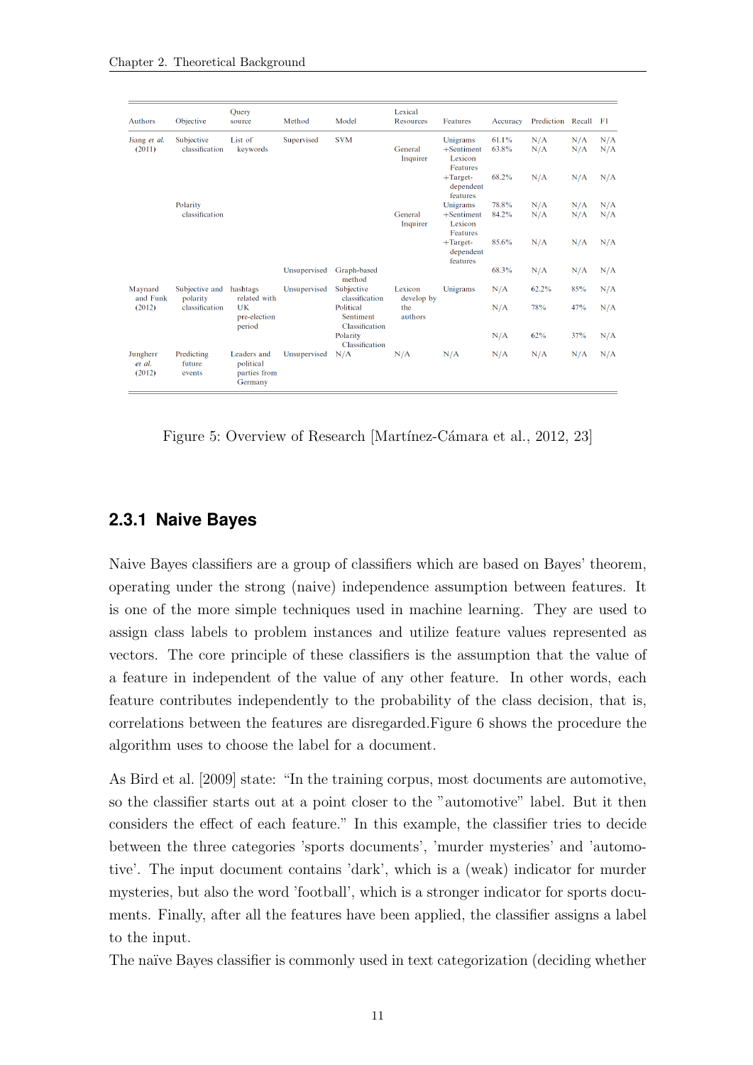| Authors | Objective | Query source | Method | Model | Lexical Resources | Features | Accuracy | Prediction | Recall | FI |
|---|---|---|---|---|---|---|---|---|---|---|
| Jiang *et al.* (2011) | Subjective classification | List of keywords | Supervised | SVM | | Unigrams | 61.1% | N/A | N/A | N/A |
| | | | | | General Inquirer | +Sentiment Lexicon Features | 63.8% | N/A | N/A | N/A |
| | | | | | | +Target-dependent features | 68.2% | N/A | N/A | N/A |
| | Polarity classification | | | | | Unigrams | 78.8% | N/A | N/A | N/A |
| | | | | | General Inquirer | +Sentiment Lexicon Features | 84.2% | N/A | N/A | N/A |
| | | | | | | +Target-dependent features | 85.6% | N/A | N/A | N/A |
| | | | Unsupervised | Graph-based method | | | 68.3% | N/A | N/A | N/A |
| Maynard and Funk (2012) | Subjective and polarity classification | hashtags related with UK pre-election period | Unsupervised | Subjective classification | Lexicon develop by the authors | Unigrams | N/A | 62.2% | 85% | N/A |
| | | | | Political Sentiment Classification | | | N/A | 78% | 47% | N/A |
| | | | | Polarity Classification | | | N/A | 62% | 37% | N/A |
| Jungherr *et al.* (2012) | Predicting future events | Leaders and political parties from Germany | Unsupervised | N/A | N/A | N/A | N/A | N/A | N/A | N/A |

Figure 5: Overview of Research [Martínez-Cámara et al., 2012, 23]

### 2.3.1 Naive Bayes

Naive Bayes classifiers are a group of classifiers which are based on Bayes' theorem, operating under the strong (naive) independence assumption between features. It is one of the more simple techniques used in machine learning. They are used to assign class labels to problem instances and utilize feature values represented as vectors. The core principle of these classifiers is the assumption that the value of a feature in independent of the value of any other feature. In other words, each feature contributes independently to the probability of the class decision, that is, correlations between the features are disregarded.Figure 6 shows the procedure the algorithm uses to choose the label for a document.

As Bird et al. [2009] state: "In the training corpus, most documents are automotive, so the classifier starts out at a point closer to the "automotive" label. But it then considers the effect of each feature." In this example, the classifier tries to decide between the three categories 'sports documents', 'murder mysteries' and 'automotive'. The input document contains 'dark', which is a (weak) indicator for murder mysteries, but also the word 'football', which is a stronger indicator for sports documents. Finally, after all the features have been applied, the classifier assigns a label to the input.

The naïve Bayes classifier is commonly used in text categorization (deciding whether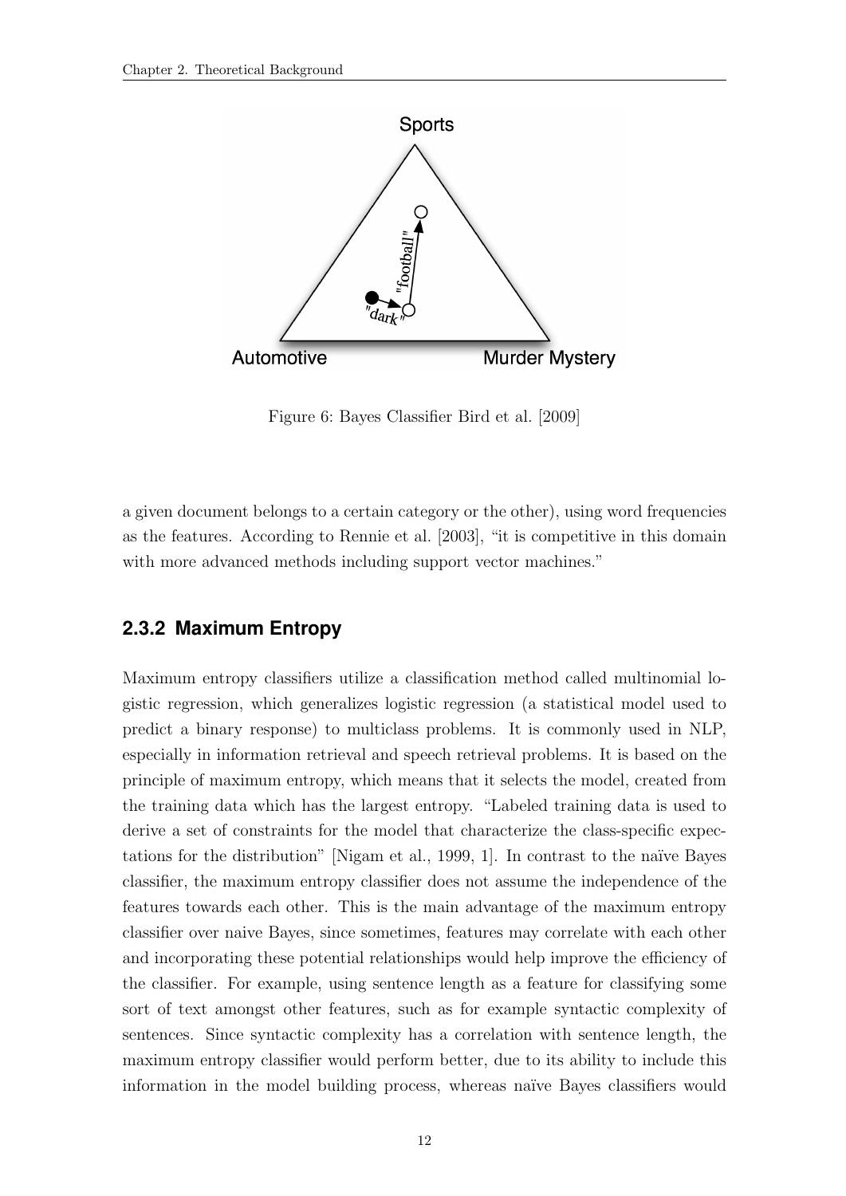Figure 6: Bayes Classifier Bird et al. [2009]

a given document belongs to a certain category or the other), using word frequencies as the features. According to Rennie et al. [2003], "it is competitive in this domain with more advanced methods including support vector machines."

### 2.3.2 Maximum Entropy

Maximum entropy classifiers utilize a classification method called multinomial logistic regression, which generalizes logistic regression (a statistical model used to predict a binary response) to multiclass problems. It is commonly used in NLP, especially in information retrieval and speech retrieval problems. It is based on the principle of maximum entropy, which means that it selects the model, created from the training data which has the largest entropy. "Labeled training data is used to derive a set of constraints for the model that characterize the class-specific expectations for the distribution" [Nigam et al., 1999, 1]. In contrast to the naïve Bayes classifier, the maximum entropy classifier does not assume the independence of the features towards each other. This is the main advantage of the maximum entropy classifier over naive Bayes, since sometimes, features may correlate with each other and incorporating these potential relationships would help improve the efficiency of the classifier. For example, using sentence length as a feature for classifying some sort of text amongst other features, such as for example syntactic complexity of sentences. Since syntactic complexity has a correlation with sentence length, the maximum entropy classifier would perform better, due to its ability to include this information in the model building process, whereas naïve Bayes classifiers would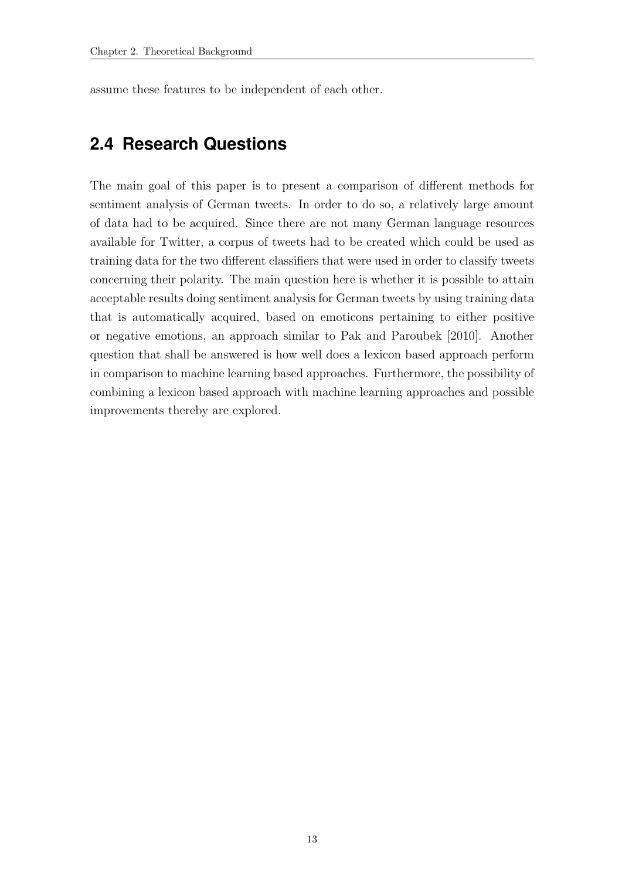assume these features to be independent of each other.

## 2.4 Research Questions

The main goal of this paper is to present a comparison of different methods for sentiment analysis of German tweets. In order to do so, a relatively large amount of data had to be acquired. Since there are not many German language resources available for Twitter, a corpus of tweets had to be created which could be used as training data for the two different classifiers that were used in order to classify tweets concerning their polarity. The main question here is whether it is possible to attain acceptable results doing sentiment analysis for German tweets by using training data that is automatically acquired, based on emoticons pertaining to either positive or negative emotions, an approach similar to Pak and Paroubek [2010]. Another question that shall be answered is how well does a lexicon based approach perform in comparison to machine learning based approaches. Furthermore, the possibility of combining a lexicon based approach with machine learning approaches and possible improvements thereby are explored.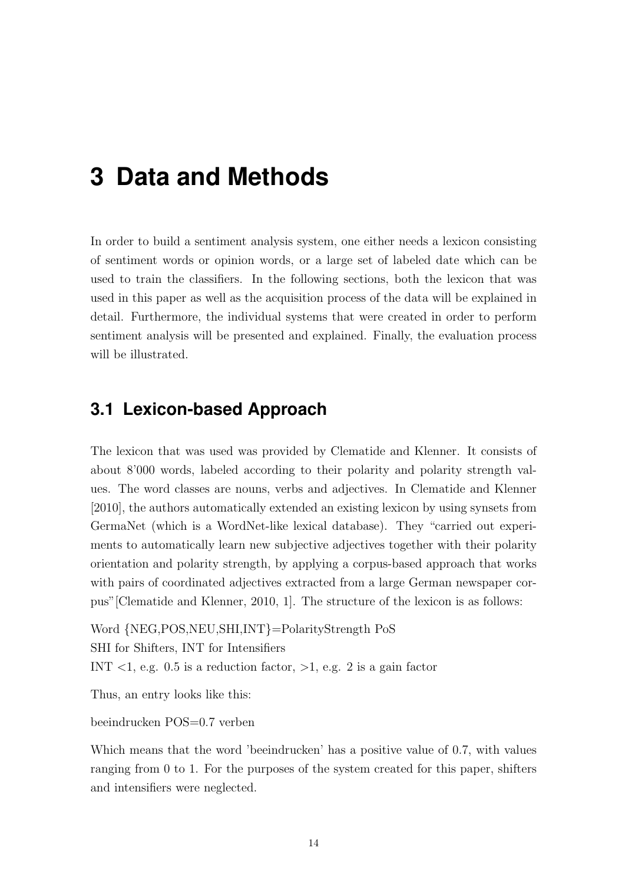# 3 Data and Methods

In order to build a sentiment analysis system, one either needs a lexicon consisting of sentiment words or opinion words, or a large set of labeled date which can be used to train the classifiers. In the following sections, both the lexicon that was used in this paper as well as the acquisition process of the data will be explained in detail. Furthermore, the individual systems that were created in order to perform sentiment analysis will be presented and explained. Finally, the evaluation process will be illustrated.

## 3.1 Lexicon-based Approach

The lexicon that was used was provided by Clematide and Klenner. It consists of about 8'000 words, labeled according to their polarity and polarity strength values. The word classes are nouns, verbs and adjectives. In Clematide and Klenner [2010], the authors automatically extended an existing lexicon by using synsets from GermaNet (which is a WordNet-like lexical database). They "carried out experiments to automatically learn new subjective adjectives together with their polarity orientation and polarity strength, by applying a corpus-based approach that works with pairs of coordinated adjectives extracted from a large German newspaper corpus"[Clematide and Klenner, 2010, 1]. The structure of the lexicon is as follows:

Word {NEG,POS,NEU,SHI,INT}=PolarityStrength PoS
SHI for Shifters, INT for Intensifiers
INT <1, e.g. 0.5 is a reduction factor, >1, e.g. 2 is a gain factor

Thus, an entry looks like this:

beeindrucken POS=0.7 verben

Which means that the word 'beeindrucken' has a positive value of 0.7, with values ranging from 0 to 1. For the purposes of the system created for this paper, shifters and intensifiers were neglected.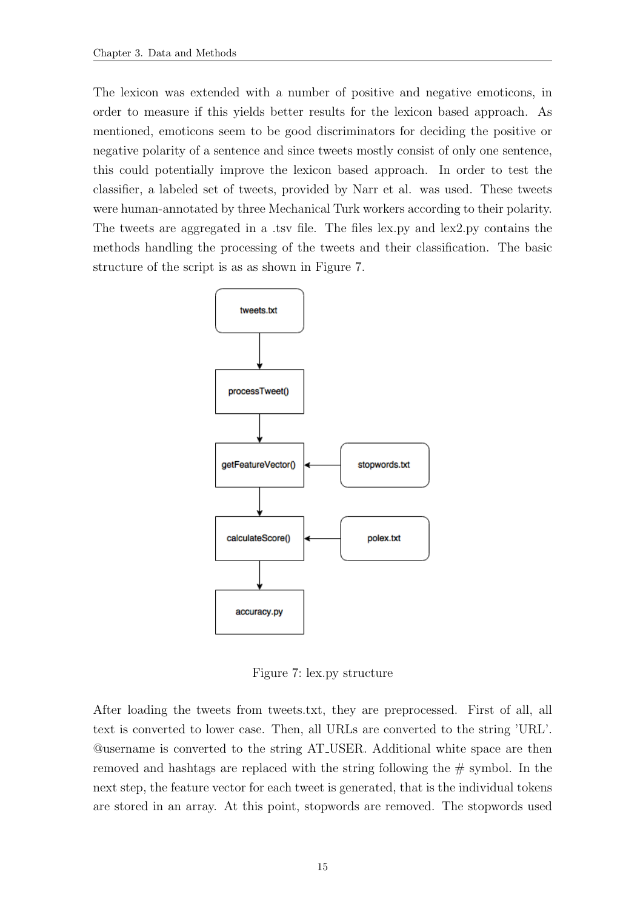The lexicon was extended with a number of positive and negative emoticons, in order to measure if this yields better results for the lexicon based approach. As mentioned, emoticons seem to be good discriminators for deciding the positive or negative polarity of a sentence and since tweets mostly consist of only one sentence, this could potentially improve the lexicon based approach. In order to test the classifier, a labeled set of tweets, provided by Narr et al. was used. These tweets were human-annotated by three Mechanical Turk workers according to their polarity. The tweets are aggregated in a .tsv file. The files lex.py and lex2.py contains the methods handling the processing of the tweets and their classification. The basic structure of the script is as as shown in Figure 7.

Figure 7: lex.py structure

After loading the tweets from tweets.txt, they are preprocessed. First of all, all text is converted to lower case. Then, all URLs are converted to the string 'URL'. @username is converted to the string AT_USER. Additional white space are then removed and hashtags are replaced with the string following the # symbol. In the next step, the feature vector for each tweet is generated, that is the individual tokens are stored in an array. At this point, stopwords are removed. The stopwords used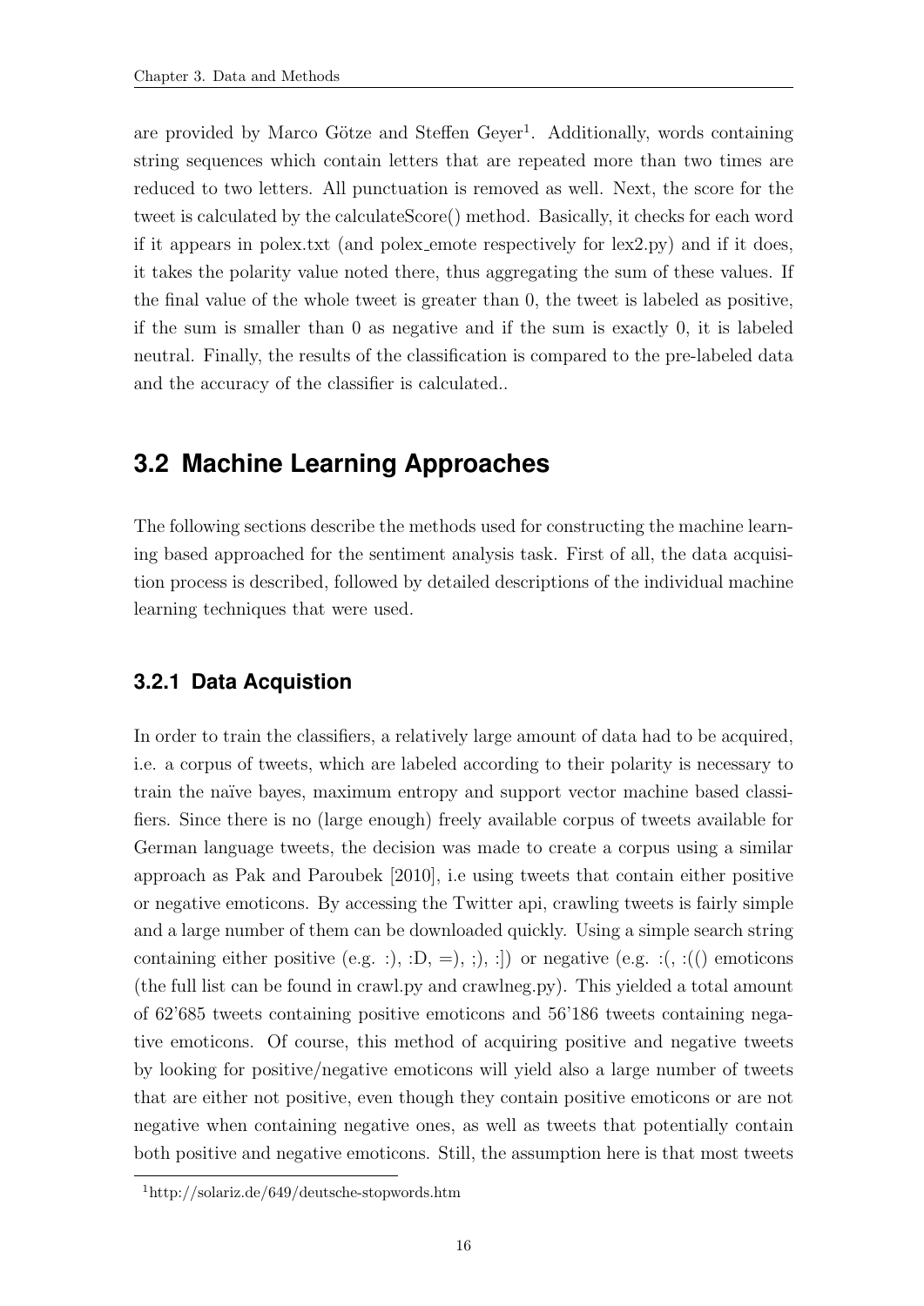are provided by Marco Götze and Steffen Geyer[1]. Additionally, words containing string sequences which contain letters that are repeated more than two times are reduced to two letters. All punctuation is removed as well. Next, the score for the tweet is calculated by the calculateScore() method. Basically, it checks for each word if it appears in polex.txt (and polex_emote respectively for lex2.py) and if it does, it takes the polarity value noted there, thus aggregating the sum of these values. If the final value of the whole tweet is greater than 0, the tweet is labeled as positive, if the sum is smaller than 0 as negative and if the sum is exactly 0, it is labeled neutral. Finally, the results of the classification is compared to the pre-labeled data and the accuracy of the classifier is calculated..

## 3.2 Machine Learning Approaches

The following sections describe the methods used for constructing the machine learning based approached for the sentiment analysis task. First of all, the data acquisition process is described, followed by detailed descriptions of the individual machine learning techniques that were used.

### 3.2.1 Data Acquistion

In order to train the classifiers, a relatively large amount of data had to be acquired, i.e. a corpus of tweets, which are labeled according to their polarity is necessary to train the naïve bayes, maximum entropy and support vector machine based classifiers. Since there is no (large enough) freely available corpus of tweets available for German language tweets, the decision was made to create a corpus using a similar approach as Pak and Paroubek [2010], i.e using tweets that contain either positive or negative emoticons. By accessing the Twitter api, crawling tweets is fairly simple and a large number of them can be downloaded quickly. Using a simple search string containing either positive (e.g. :), :D, =), ;), :]) or negative (e.g. :(, :(() emoticons (the full list can be found in crawl.py and crawlneg.py). This yielded a total amount of 62'685 tweets containing positive emoticons and 56'186 tweets containing negative emoticons. Of course, this method of acquiring positive and negative tweets by looking for positive/negative emoticons will yield also a large number of tweets that are either not positive, even though they contain positive emoticons or are not negative when containing negative ones, as well as tweets that potentially contain both positive and negative emoticons. Still, the assumption here is that most tweets

[1] http://solariz.de/649/deutsche-stopwords.htm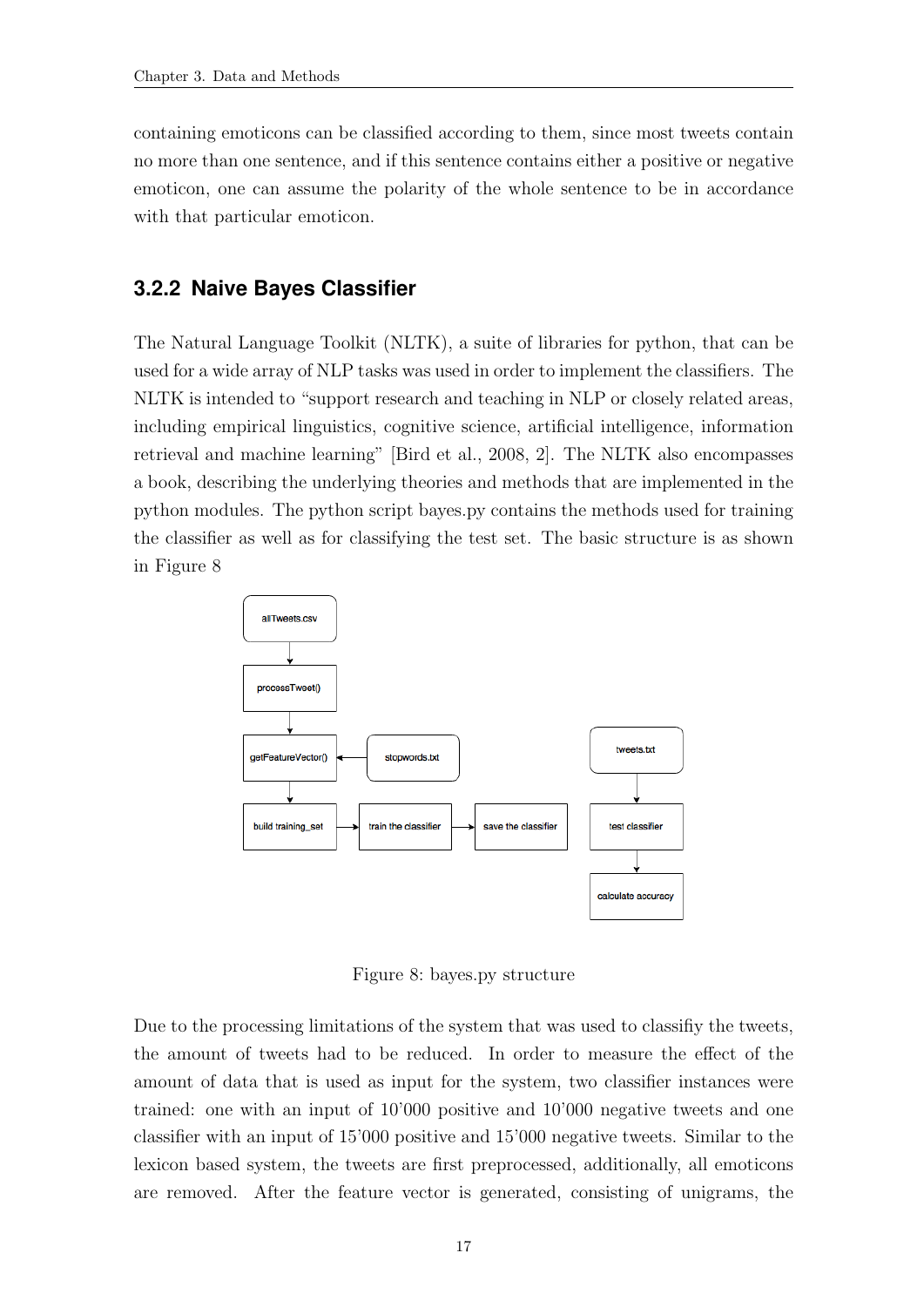containing emoticons can be classified according to them, since most tweets contain no more than one sentence, and if this sentence contains either a positive or negative emoticon, one can assume the polarity of the whole sentence to be in accordance with that particular emoticon.

### 3.2.2 Naive Bayes Classifier

The Natural Language Toolkit (NLTK), a suite of libraries for python, that can be used for a wide array of NLP tasks was used in order to implement the classifiers. The NLTK is intended to "support research and teaching in NLP or closely related areas, including empirical linguistics, cognitive science, artificial intelligence, information retrieval and machine learning" [Bird et al., 2008, 2]. The NLTK also encompasses a book, describing the underlying theories and methods that are implemented in the python modules. The python script bayes.py contains the methods used for training the classifier as well as for classifying the test set. The basic structure is as shown in Figure 8

Figure 8: bayes.py structure

Due to the processing limitations of the system that was used to classifiy the tweets, the amount of tweets had to be reduced. In order to measure the effect of the amount of data that is used as input for the system, two classifier instances were trained: one with an input of 10'000 positive and 10'000 negative tweets and one classifier with an input of 15'000 positive and 15'000 negative tweets. Similar to the lexicon based system, the tweets are first preprocessed, additionally, all emoticons are removed. After the feature vector is generated, consisting of unigrams, the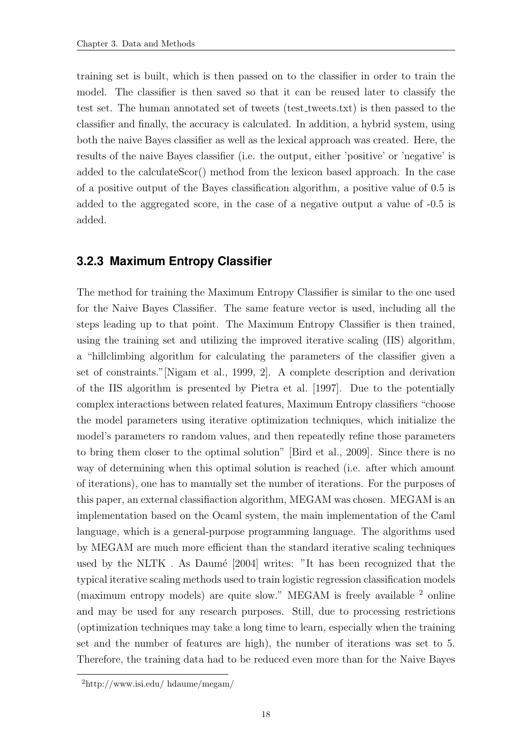training set is built, which is then passed on to the classifier in order to train the model. The classifier is then saved so that it can be reused later to classify the test set. The human annotated set of tweets (test_tweets.txt) is then passed to the classifier and finally, the accuracy is calculated. In addition, a hybrid system, using both the naive Bayes classifier as well as the lexical approach was created. Here, the results of the naive Bayes classifier (i.e. the output, either 'positive' or 'negative' is added to the calculateScor() method from the lexicon based approach. In the case of a positive output of the Bayes classification algorithm, a positive value of 0.5 is added to the aggregated score, in the case of a negative output a value of -0.5 is added.

### 3.2.3 Maximum Entropy Classifier

The method for training the Maximum Entropy Classifier is similar to the one used for the Naive Bayes Classifier. The same feature vector is used, including all the steps leading up to that point. The Maximum Entropy Classifier is then trained, using the training set and utilizing the improved iterative scaling (IIS) algorithm, a "hillclimbing algorithm for calculating the parameters of the classifier given a set of constraints."[Nigam et al., 1999, 2]. A complete description and derivation of the IIS algorithm is presented by Pietra et al. [1997]. Due to the potentially complex interactions between related features, Maximum Entropy classifiers "choose the model parameters using iterative optimization techniques, which initialize the model's parameters ro random values, and then repeatedly refine those parameters to bring them closer to the optimal solution" [Bird et al., 2009]. Since there is no way of determining when this optimal solution is reached (i.e. after which amount of iterations), one has to manually set the number of iterations. For the purposes of this paper, an external classifiaction algorithm, MEGAM was chosen. MEGAM is an implementation based on the Ocaml system, the main implementation of the Caml language, which is a general-purpose programming language. The algorithms used by MEGAM are much more efficient than the standard iterative scaling techniques used by the NLTK . As Daumé [2004] writes: "It has been recognized that the typical iterative scaling methods used to train logistic regression classification models (maximum entropy models) are quite slow." MEGAM is freely available [2] online and may be used for any research purposes. Still, due to processing restrictions (optimization techniques may take a long time to learn, especially when the training set and the number of features are high), the number of iterations was set to 5. Therefore, the training data had to be reduced even more than for the Naive Bayes

[2] http://www.isi.edu/ hdaume/megam/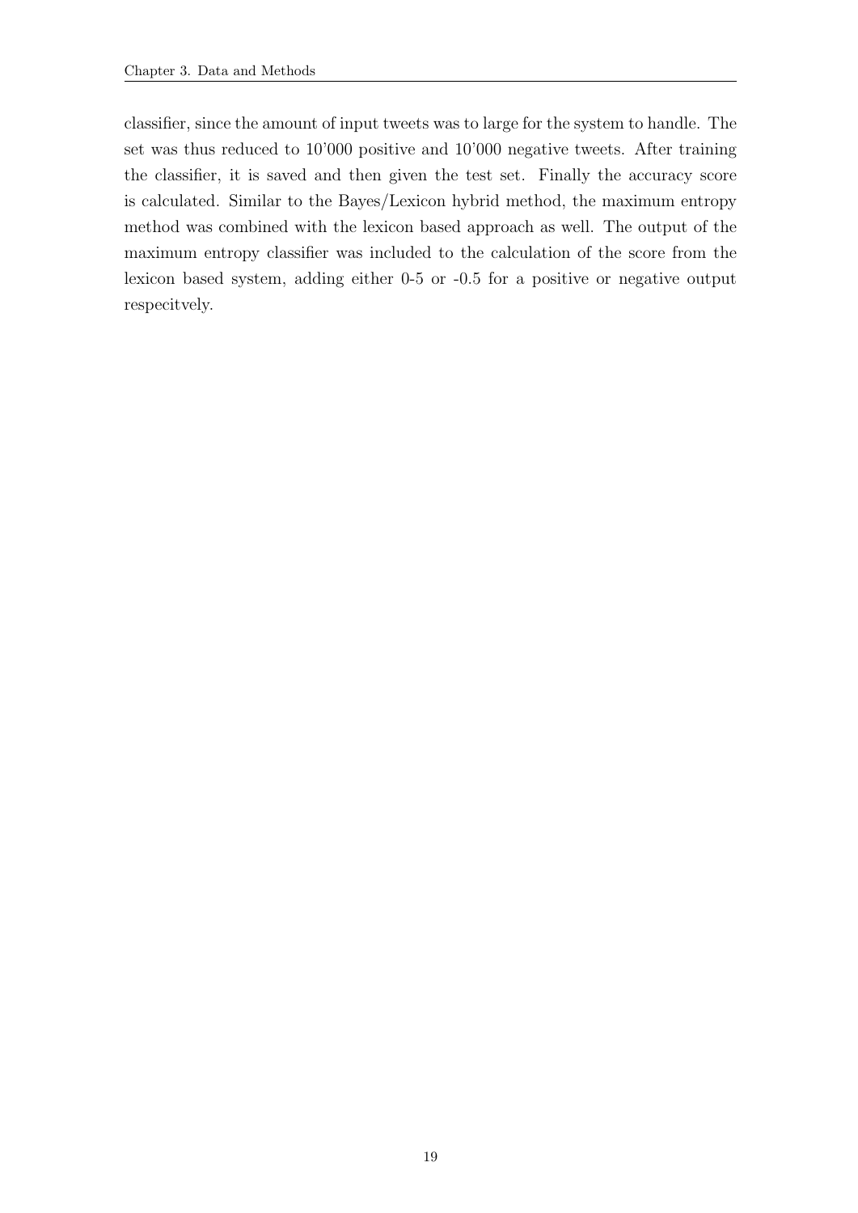classifier, since the amount of input tweets was to large for the system to handle. The set was thus reduced to 10'000 positive and 10'000 negative tweets. After training the classifier, it is saved and then given the test set. Finally the accuracy score is calculated. Similar to the Bayes/Lexicon hybrid method, the maximum entropy method was combined with the lexicon based approach as well. The output of the maximum entropy classifier was included to the calculation of the score from the lexicon based system, adding either 0-5 or -0.5 for a positive or negative output respecitvely.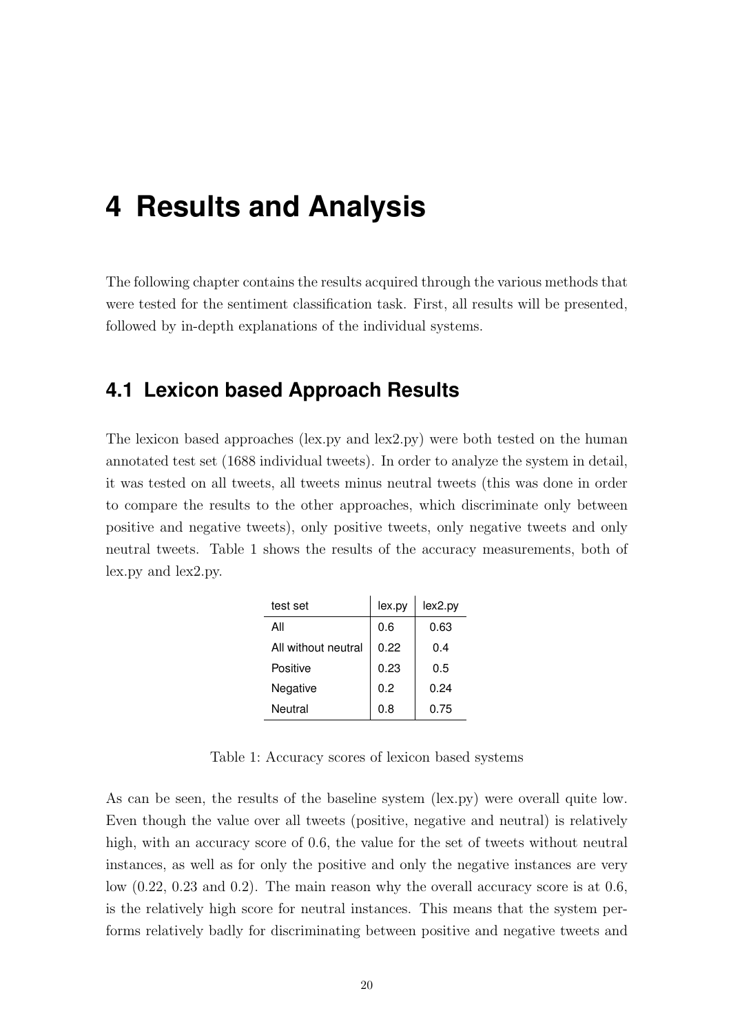# 4 Results and Analysis

The following chapter contains the results acquired through the various methods that were tested for the sentiment classification task. First, all results will be presented, followed by in-depth explanations of the individual systems.

## 4.1 Lexicon based Approach Results

The lexicon based approaches (lex.py and lex2.py) were both tested on the human annotated test set (1688 individual tweets). In order to analyze the system in detail, it was tested on all tweets, all tweets minus neutral tweets (this was done in order to compare the results to the other approaches, which discriminate only between positive and negative tweets), only positive tweets, only negative tweets and only neutral tweets. Table 1 shows the results of the accuracy measurements, both of lex.py and lex2.py.

| test set | lex.py | lex2.py |
|---|---|---|
| All | 0.6 | 0.63 |
| All without neutral | 0.22 | 0.4 |
| Positive | 0.23 | 0.5 |
| Negative | 0.2 | 0.24 |
| Neutral | 0.8 | 0.75 |

Table 1: Accuracy scores of lexicon based systems

As can be seen, the results of the baseline system (lex.py) were overall quite low. Even though the value over all tweets (positive, negative and neutral) is relatively high, with an accuracy score of 0.6, the value for the set of tweets without neutral instances, as well as for only the positive and only the negative instances are very low (0.22, 0.23 and 0.2). The main reason why the overall accuracy score is at 0.6, is the relatively high score for neutral instances. This means that the system performs relatively badly for discriminating between positive and negative tweets and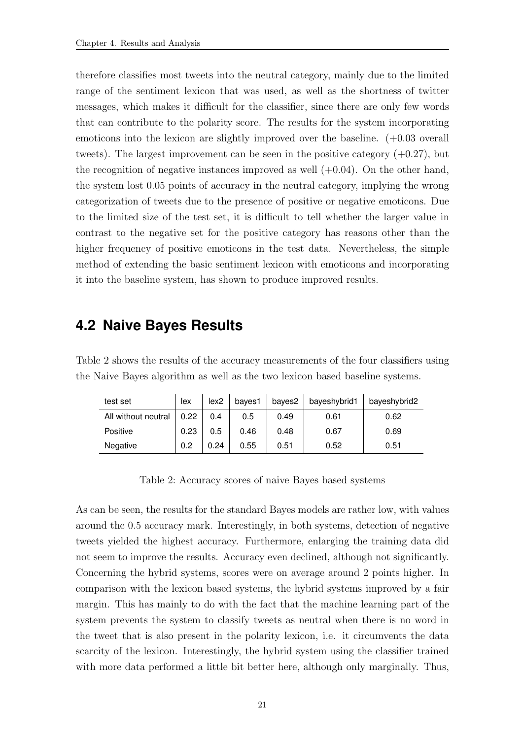therefore classifies most tweets into the neutral category, mainly due to the limited range of the sentiment lexicon that was used, as well as the shortness of twitter messages, which makes it difficult for the classifier, since there are only few words that can contribute to the polarity score. The results for the system incorporating emoticons into the lexicon are slightly improved over the baseline. (+0.03 overall tweets). The largest improvement can be seen in the positive category (+0.27), but the recognition of negative instances improved as well (+0.04). On the other hand, the system lost 0.05 points of accuracy in the neutral category, implying the wrong categorization of tweets due to the presence of positive or negative emoticons. Due to the limited size of the test set, it is difficult to tell whether the larger value in contrast to the negative set for the positive category has reasons other than the higher frequency of positive emoticons in the test data. Nevertheless, the simple method of extending the basic sentiment lexicon with emoticons and incorporating it into the baseline system, has shown to produce improved results.

## 4.2 Naive Bayes Results

Table 2 shows the results of the accuracy measurements of the four classifiers using the Naive Bayes algorithm as well as the two lexicon based baseline systems.

| test set | lex | lex2 | bayes1 | bayes2 | bayeshybrid1 | bayeshybrid2 |
|---|---|---|---|---|---|---|
| All without neutral | 0.22 | 0.4 | 0.5 | 0.49 | 0.61 | 0.62 |
| Positive | 0.23 | 0.5 | 0.46 | 0.48 | 0.67 | 0.69 |
| Negative | 0.2 | 0.24 | 0.55 | 0.51 | 0.52 | 0.51 |

Table 2: Accuracy scores of naive Bayes based systems

As can be seen, the results for the standard Bayes models are rather low, with values around the 0.5 accuracy mark. Interestingly, in both systems, detection of negative tweets yielded the highest accuracy. Furthermore, enlarging the training data did not seem to improve the results. Accuracy even declined, although not significantly. Concerning the hybrid systems, scores were on average around 2 points higher. In comparison with the lexicon based systems, the hybrid systems improved by a fair margin. This has mainly to do with the fact that the machine learning part of the system prevents the system to classify tweets as neutral when there is no word in the tweet that is also present in the polarity lexicon, i.e. it circumvents the data scarcity of the lexicon. Interestingly, the hybrid system using the classifier trained with more data performed a little bit better here, although only marginally. Thus,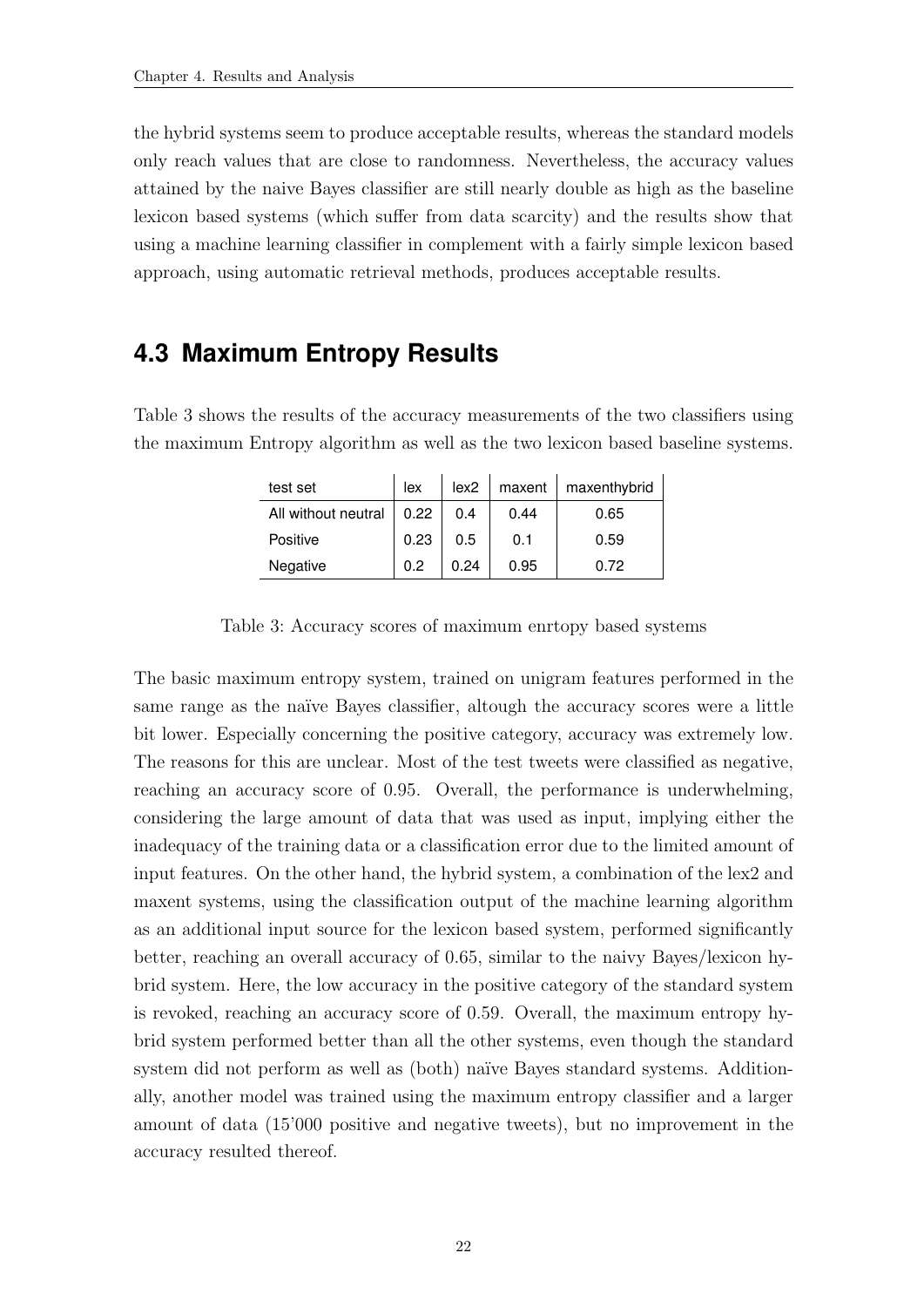the hybrid systems seem to produce acceptable results, whereas the standard models only reach values that are close to randomness. Nevertheless, the accuracy values attained by the naive Bayes classifier are still nearly double as high as the baseline lexicon based systems (which suffer from data scarcity) and the results show that using a machine learning classifier in complement with a fairly simple lexicon based approach, using automatic retrieval methods, produces acceptable results.

## 4.3 Maximum Entropy Results

Table 3 shows the results of the accuracy measurements of the two classifiers using the maximum Entropy algorithm as well as the two lexicon based baseline systems.

| test set | lex | lex2 | maxent | maxenthybrid |
|---|---|---|---|---|
| All without neutral | 0.22 | 0.4 | 0.44 | 0.65 |
| Positive | 0.23 | 0.5 | 0.1 | 0.59 |
| Negative | 0.2 | 0.24 | 0.95 | 0.72 |

Table 3: Accuracy scores of maximum enrtopy based systems

The basic maximum entropy system, trained on unigram features performed in the same range as the naïve Bayes classifier, altough the accuracy scores were a little bit lower. Especially concerning the positive category, accuracy was extremely low. The reasons for this are unclear. Most of the test tweets were classified as negative, reaching an accuracy score of 0.95. Overall, the performance is underwhelming, considering the large amount of data that was used as input, implying either the inadequacy of the training data or a classification error due to the limited amount of input features. On the other hand, the hybrid system, a combination of the lex2 and maxent systems, using the classification output of the machine learning algorithm as an additional input source for the lexicon based system, performed significantly better, reaching an overall accuracy of 0.65, similar to the naivy Bayes/lexicon hybrid system. Here, the low accuracy in the positive category of the standard system is revoked, reaching an accuracy score of 0.59. Overall, the maximum entropy hybrid system performed better than all the other systems, even though the standard system did not perform as well as (both) naïve Bayes standard systems. Additionally, another model was trained using the maximum entropy classifier and a larger amount of data (15'000 positive and negative tweets), but no improvement in the accuracy resulted thereof.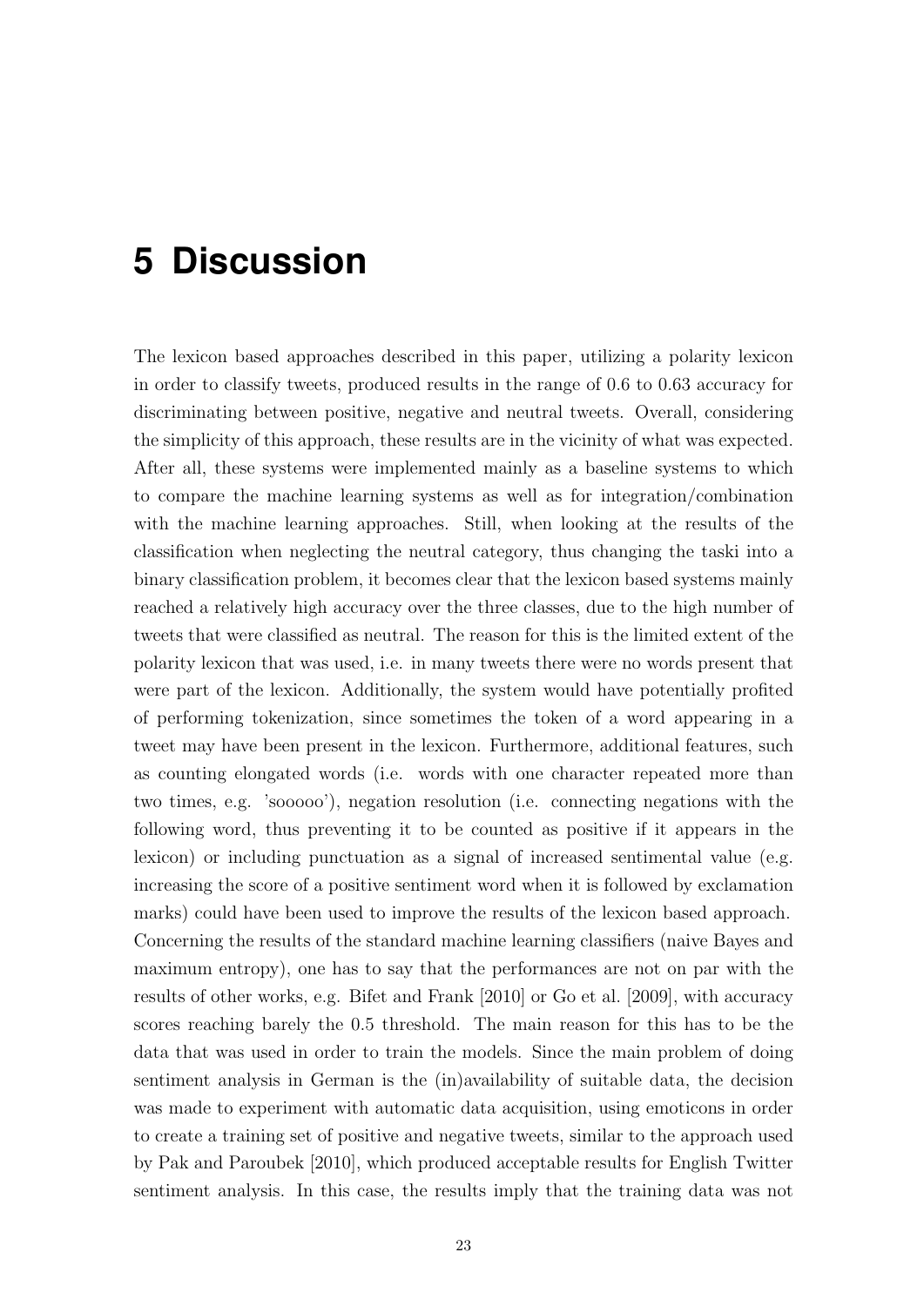# 5 Discussion

The lexicon based approaches described in this paper, utilizing a polarity lexicon in order to classify tweets, produced results in the range of 0.6 to 0.63 accuracy for discriminating between positive, negative and neutral tweets. Overall, considering the simplicity of this approach, these results are in the vicinity of what was expected. After all, these systems were implemented mainly as a baseline systems to which to compare the machine learning systems as well as for integration/combination with the machine learning approaches. Still, when looking at the results of the classification when neglecting the neutral category, thus changing the taski into a binary classification problem, it becomes clear that the lexicon based systems mainly reached a relatively high accuracy over the three classes, due to the high number of tweets that were classified as neutral. The reason for this is the limited extent of the polarity lexicon that was used, i.e. in many tweets there were no words present that were part of the lexicon. Additionally, the system would have potentially profited of performing tokenization, since sometimes the token of a word appearing in a tweet may have been present in the lexicon. Furthermore, additional features, such as counting elongated words (i.e. words with one character repeated more than two times, e.g. 'sooooo'), negation resolution (i.e. connecting negations with the following word, thus preventing it to be counted as positive if it appears in the lexicon) or including punctuation as a signal of increased sentimental value (e.g. increasing the score of a positive sentiment word when it is followed by exclamation marks) could have been used to improve the results of the lexicon based approach. Concerning the results of the standard machine learning classifiers (naive Bayes and maximum entropy), one has to say that the performances are not on par with the results of other works, e.g. Bifet and Frank [2010] or Go et al. [2009], with accuracy scores reaching barely the 0.5 threshold. The main reason for this has to be the data that was used in order to train the models. Since the main problem of doing sentiment analysis in German is the (in)availability of suitable data, the decision was made to experiment with automatic data acquisition, using emoticons in order to create a training set of positive and negative tweets, similar to the approach used by Pak and Paroubek [2010], which produced acceptable results for English Twitter sentiment analysis. In this case, the results imply that the training data was not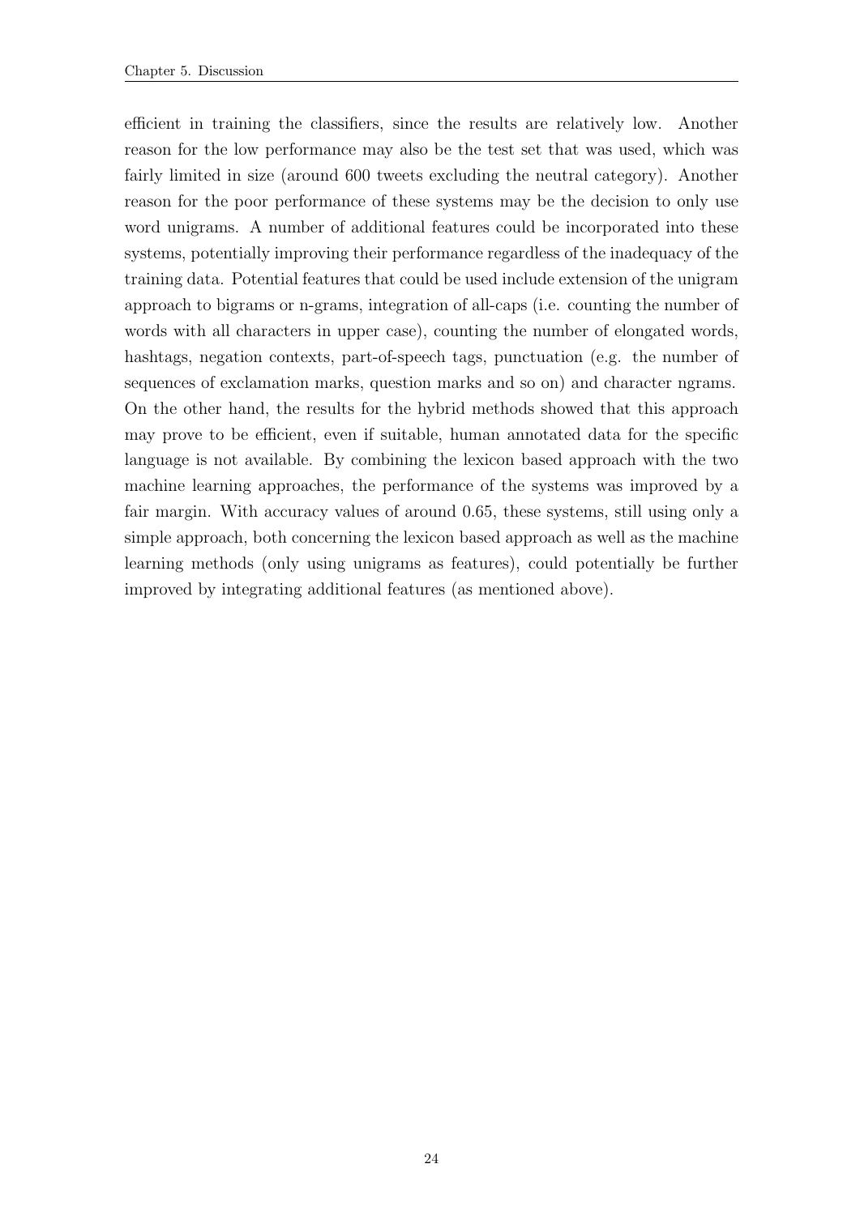efficient in training the classifiers, since the results are relatively low. Another reason for the low performance may also be the test set that was used, which was fairly limited in size (around 600 tweets excluding the neutral category). Another reason for the poor performance of these systems may be the decision to only use word unigrams. A number of additional features could be incorporated into these systems, potentially improving their performance regardless of the inadequacy of the training data. Potential features that could be used include extension of the unigram approach to bigrams or n-grams, integration of all-caps (i.e. counting the number of words with all characters in upper case), counting the number of elongated words, hashtags, negation contexts, part-of-speech tags, punctuation (e.g. the number of sequences of exclamation marks, question marks and so on) and character ngrams. On the other hand, the results for the hybrid methods showed that this approach may prove to be efficient, even if suitable, human annotated data for the specific language is not available. By combining the lexicon based approach with the two machine learning approaches, the performance of the systems was improved by a fair margin. With accuracy values of around 0.65, these systems, still using only a simple approach, both concerning the lexicon based approach as well as the machine learning methods (only using unigrams as features), could potentially be further improved by integrating additional features (as mentioned above).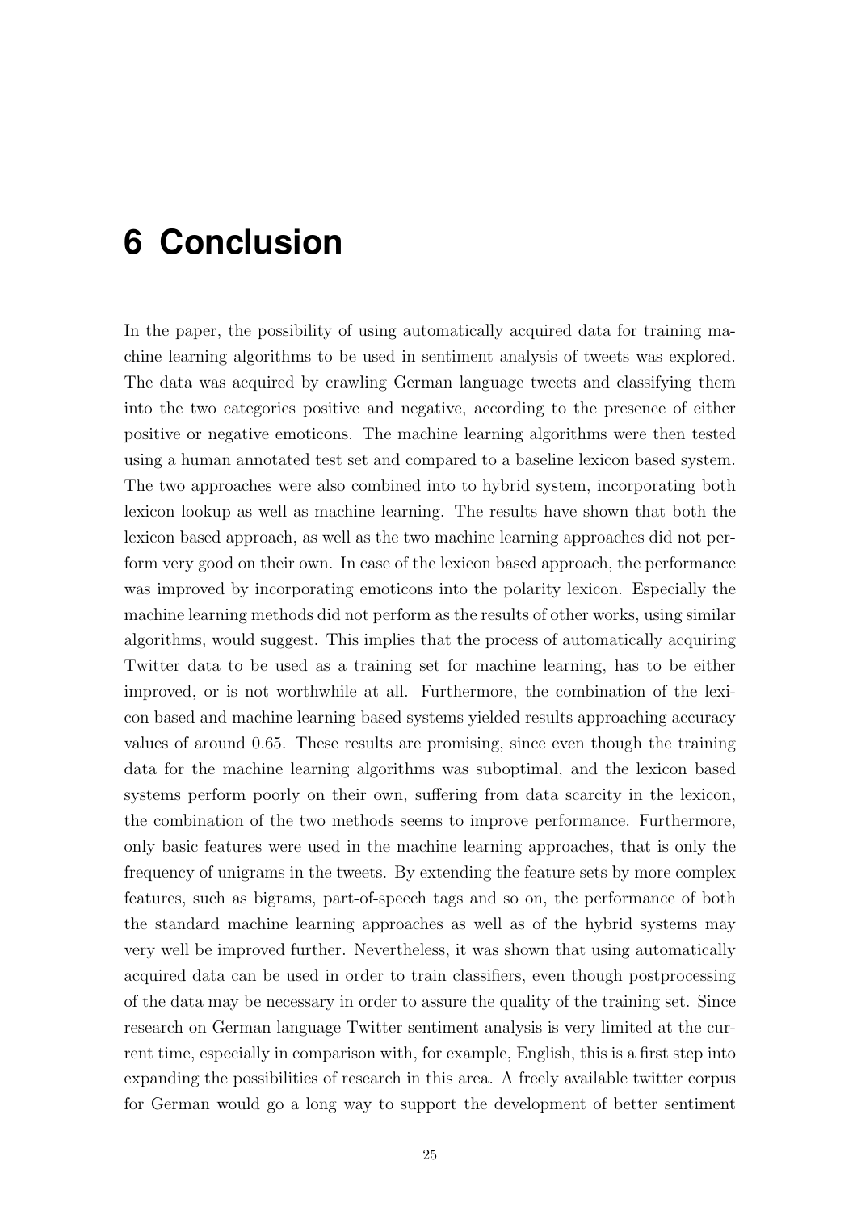# 6 Conclusion

In the paper, the possibility of using automatically acquired data for training machine learning algorithms to be used in sentiment analysis of tweets was explored. The data was acquired by crawling German language tweets and classifying them into the two categories positive and negative, according to the presence of either positive or negative emoticons. The machine learning algorithms were then tested using a human annotated test set and compared to a baseline lexicon based system. The two approaches were also combined into to hybrid system, incorporating both lexicon lookup as well as machine learning. The results have shown that both the lexicon based approach, as well as the two machine learning approaches did not perform very good on their own. In case of the lexicon based approach, the performance was improved by incorporating emoticons into the polarity lexicon. Especially the machine learning methods did not perform as the results of other works, using similar algorithms, would suggest. This implies that the process of automatically acquiring Twitter data to be used as a training set for machine learning, has to be either improved, or is not worthwhile at all. Furthermore, the combination of the lexicon based and machine learning based systems yielded results approaching accuracy values of around 0.65. These results are promising, since even though the training data for the machine learning algorithms was suboptimal, and the lexicon based systems perform poorly on their own, suffering from data scarcity in the lexicon, the combination of the two methods seems to improve performance. Furthermore, only basic features were used in the machine learning approaches, that is only the frequency of unigrams in the tweets. By extending the feature sets by more complex features, such as bigrams, part-of-speech tags and so on, the performance of both the standard machine learning approaches as well as of the hybrid systems may very well be improved further. Nevertheless, it was shown that using automatically acquired data can be used in order to train classifiers, even though postprocessing of the data may be necessary in order to assure the quality of the training set. Since research on German language Twitter sentiment analysis is very limited at the current time, especially in comparison with, for example, English, this is a first step into expanding the possibilities of research in this area. A freely available twitter corpus for German would go a long way to support the development of better sentiment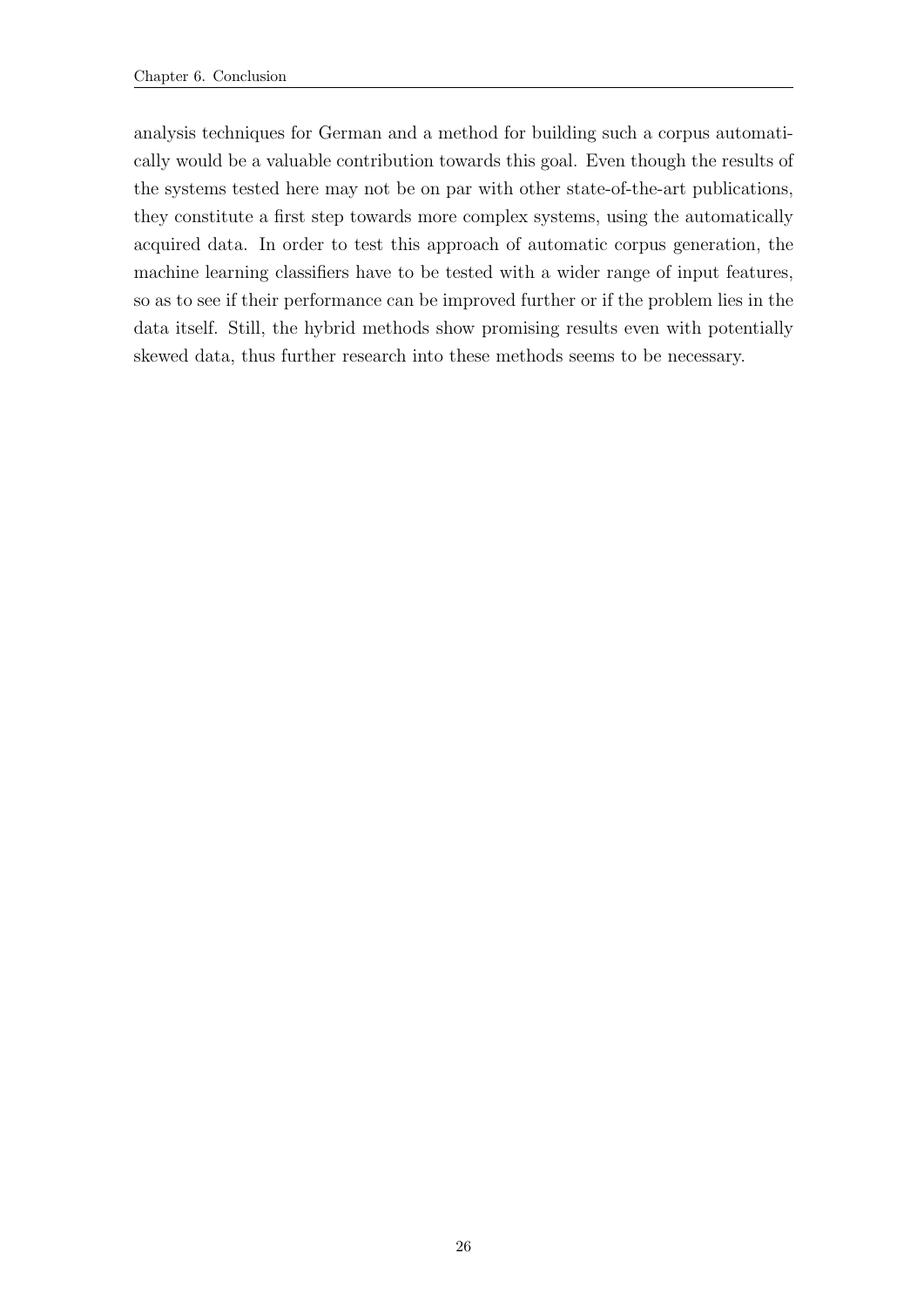analysis techniques for German and a method for building such a corpus automatically would be a valuable contribution towards this goal. Even though the results of the systems tested here may not be on par with other state-of-the-art publications, they constitute a first step towards more complex systems, using the automatically acquired data. In order to test this approach of automatic corpus generation, the machine learning classifiers have to be tested with a wider range of input features, so as to see if their performance can be improved further or if the problem lies in the data itself. Still, the hybrid methods show promising results even with potentially skewed data, thus further research into these methods seems to be necessary.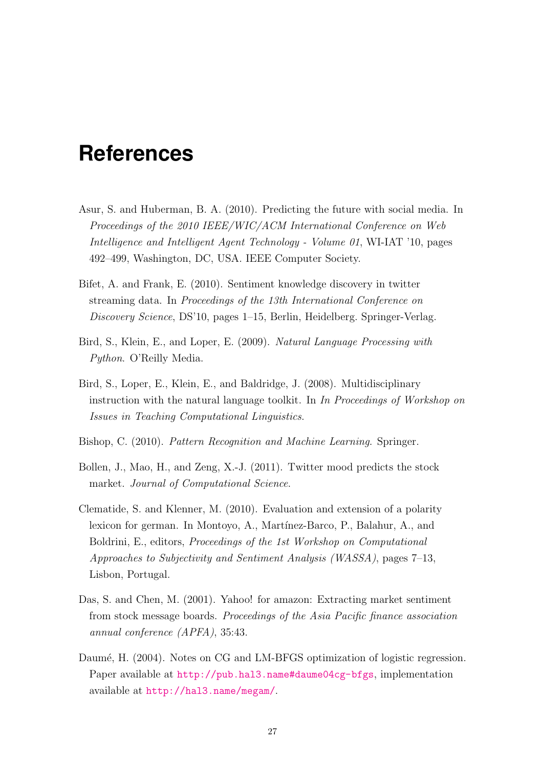# References

Asur, S. and Huberman, B. A. (2010). Predicting the future with social media. In *Proceedings of the 2010 IEEE/WIC/ACM International Conference on Web Intelligence and Intelligent Agent Technology - Volume 01*, WI-IAT '10, pages 492–499, Washington, DC, USA. IEEE Computer Society.

Bifet, A. and Frank, E. (2010). Sentiment knowledge discovery in twitter streaming data. In *Proceedings of the 13th International Conference on Discovery Science*, DS'10, pages 1–15, Berlin, Heidelberg. Springer-Verlag.

Bird, S., Klein, E., and Loper, E. (2009). *Natural Language Processing with Python*. O'Reilly Media.

Bird, S., Loper, E., Klein, E., and Baldridge, J. (2008). Multidisciplinary instruction with the natural language toolkit. In *In Proceedings of Workshop on Issues in Teaching Computational Linguistics*.

Bishop, C. (2010). *Pattern Recognition and Machine Learning*. Springer.

Bollen, J., Mao, H., and Zeng, X.-J. (2011). Twitter mood predicts the stock market. *Journal of Computational Science*.

Clematide, S. and Klenner, M. (2010). Evaluation and extension of a polarity lexicon for german. In Montoyo, A., Martínez-Barco, P., Balahur, A., and Boldrini, E., editors, *Proceedings of the 1st Workshop on Computational Approaches to Subjectivity and Sentiment Analysis (WASSA)*, pages 7–13, Lisbon, Portugal.

Das, S. and Chen, M. (2001). Yahoo! for amazon: Extracting market sentiment from stock message boards. *Proceedings of the Asia Pacific finance association annual conference (APFA)*, 35:43.

Daumé, H. (2004). Notes on CG and LM-BFGS optimization of logistic regression. Paper available at http://pub.hal3.name#daume04cg-bfgs, implementation available at http://hal3.name/megam/.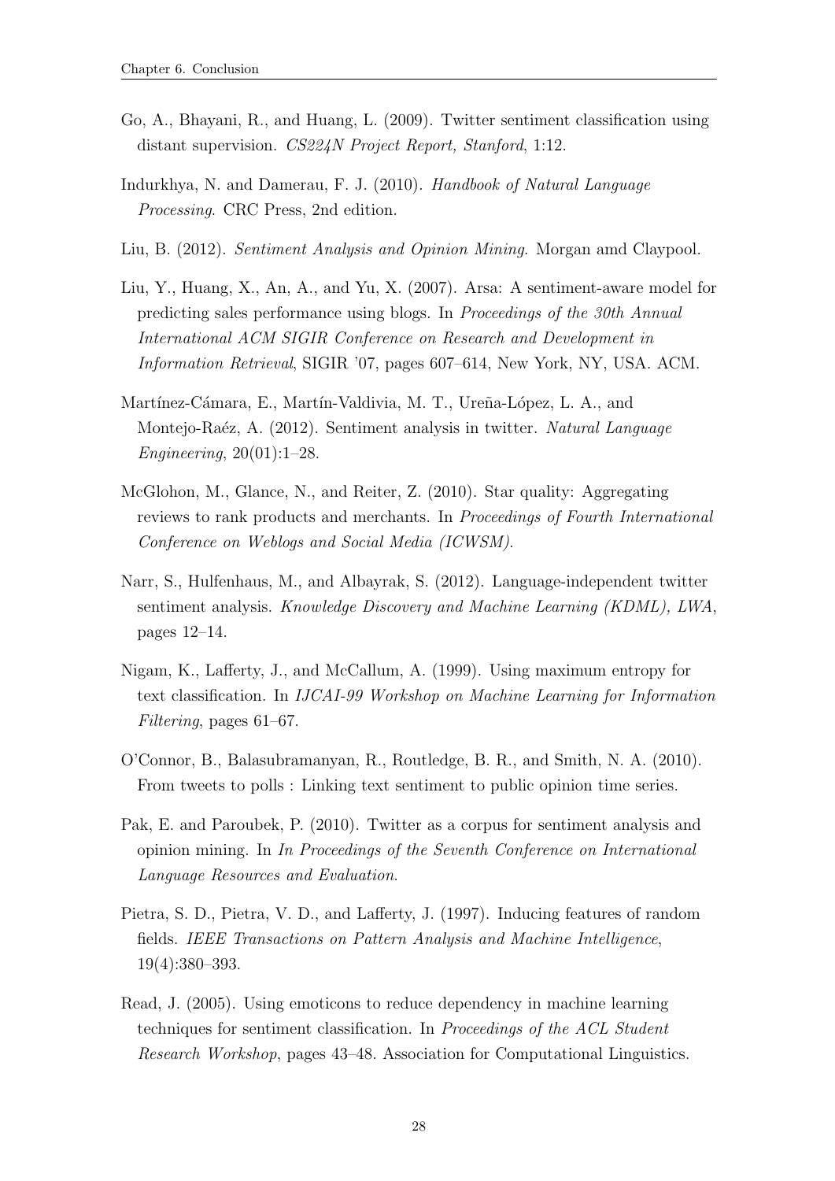Go, A., Bhayani, R., and Huang, L. (2009). Twitter sentiment classification using distant supervision. *CS224N Project Report, Stanford*, 1:12.

Indurkhya, N. and Damerau, F. J. (2010). *Handbook of Natural Language Processing*. CRC Press, 2nd edition.

Liu, B. (2012). *Sentiment Analysis and Opinion Mining*. Morgan amd Claypool.

Liu, Y., Huang, X., An, A., and Yu, X. (2007). Arsa: A sentiment-aware model for predicting sales performance using blogs. In *Proceedings of the 30th Annual International ACM SIGIR Conference on Research and Development in Information Retrieval*, SIGIR '07, pages 607–614, New York, NY, USA. ACM.

Martínez-Cámara, E., Martín-Valdivia, M. T., Ureña-López, L. A., and Montejo-Raéz, A. (2012). Sentiment analysis in twitter. *Natural Language Engineering*, 20(01):1–28.

McGlohon, M., Glance, N., and Reiter, Z. (2010). Star quality: Aggregating reviews to rank products and merchants. In *Proceedings of Fourth International Conference on Weblogs and Social Media (ICWSM)*.

Narr, S., Hulfenhaus, M., and Albayrak, S. (2012). Language-independent twitter sentiment analysis. *Knowledge Discovery and Machine Learning (KDML), LWA*, pages 12–14.

Nigam, K., Lafferty, J., and McCallum, A. (1999). Using maximum entropy for text classification. In *IJCAI-99 Workshop on Machine Learning for Information Filtering*, pages 61–67.

O'Connor, B., Balasubramanyan, R., Routledge, B. R., and Smith, N. A. (2010). From tweets to polls : Linking text sentiment to public opinion time series.

Pak, E. and Paroubek, P. (2010). Twitter as a corpus for sentiment analysis and opinion mining. In *In Proceedings of the Seventh Conference on International Language Resources and Evaluation*.

Pietra, S. D., Pietra, V. D., and Lafferty, J. (1997). Inducing features of random fields. *IEEE Transactions on Pattern Analysis and Machine Intelligence*, 19(4):380–393.

Read, J. (2005). Using emoticons to reduce dependency in machine learning techniques for sentiment classification. In *Proceedings of the ACL Student Research Workshop*, pages 43–48. Association for Computational Linguistics.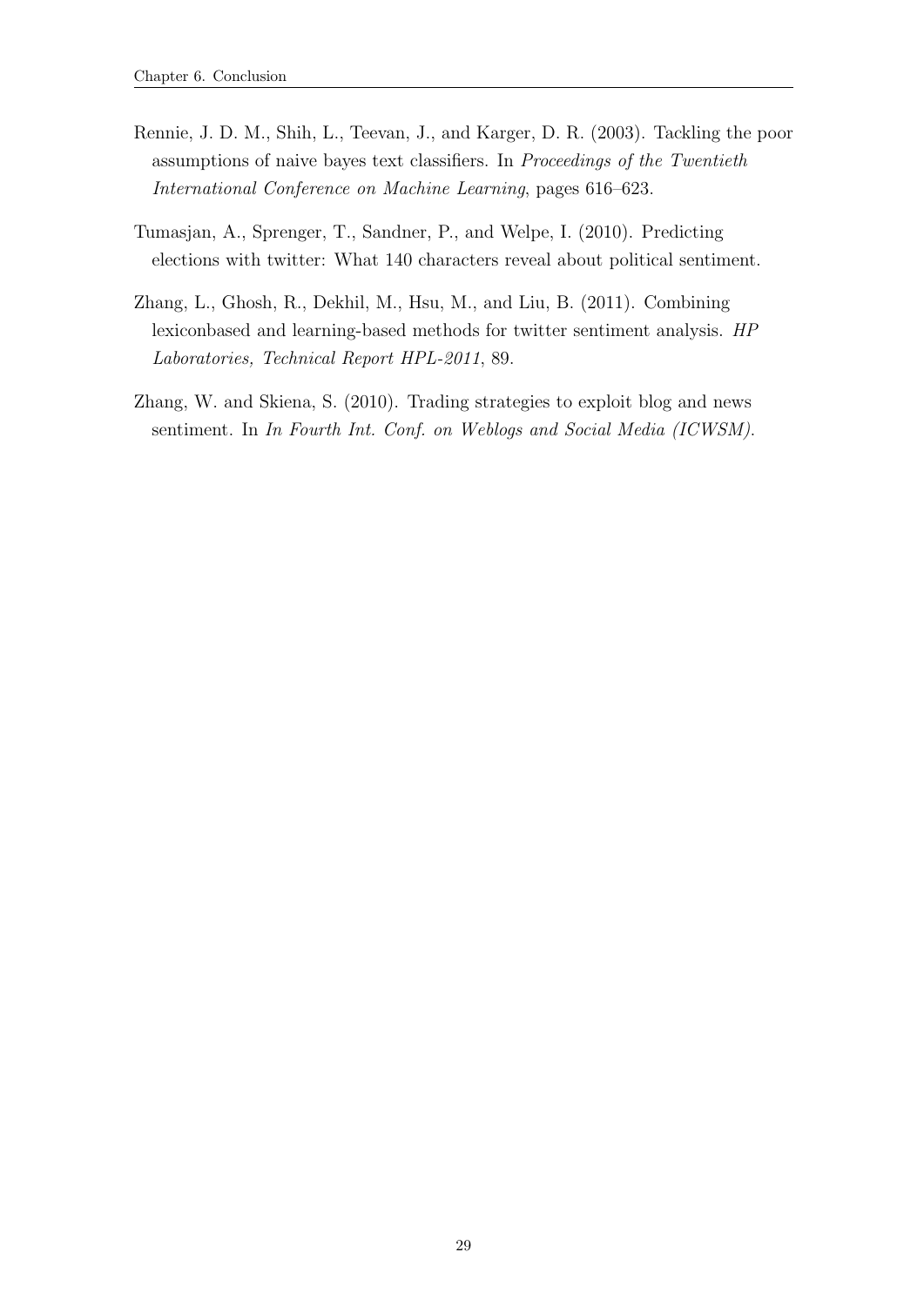Rennie, J. D. M., Shih, L., Teevan, J., and Karger, D. R. (2003). Tackling the poor assumptions of naive bayes text classifiers. In *Proceedings of the Twentieth International Conference on Machine Learning*, pages 616–623.

Tumasjan, A., Sprenger, T., Sandner, P., and Welpe, I. (2010). Predicting elections with twitter: What 140 characters reveal about political sentiment.

Zhang, L., Ghosh, R., Dekhil, M., Hsu, M., and Liu, B. (2011). Combining lexiconbased and learning-based methods for twitter sentiment analysis. *HP Laboratories, Technical Report HPL-2011*, 89.

Zhang, W. and Skiena, S. (2010). Trading strategies to exploit blog and news sentiment. In *In Fourth Int. Conf. on Weblogs and Social Media (ICWSM)*.